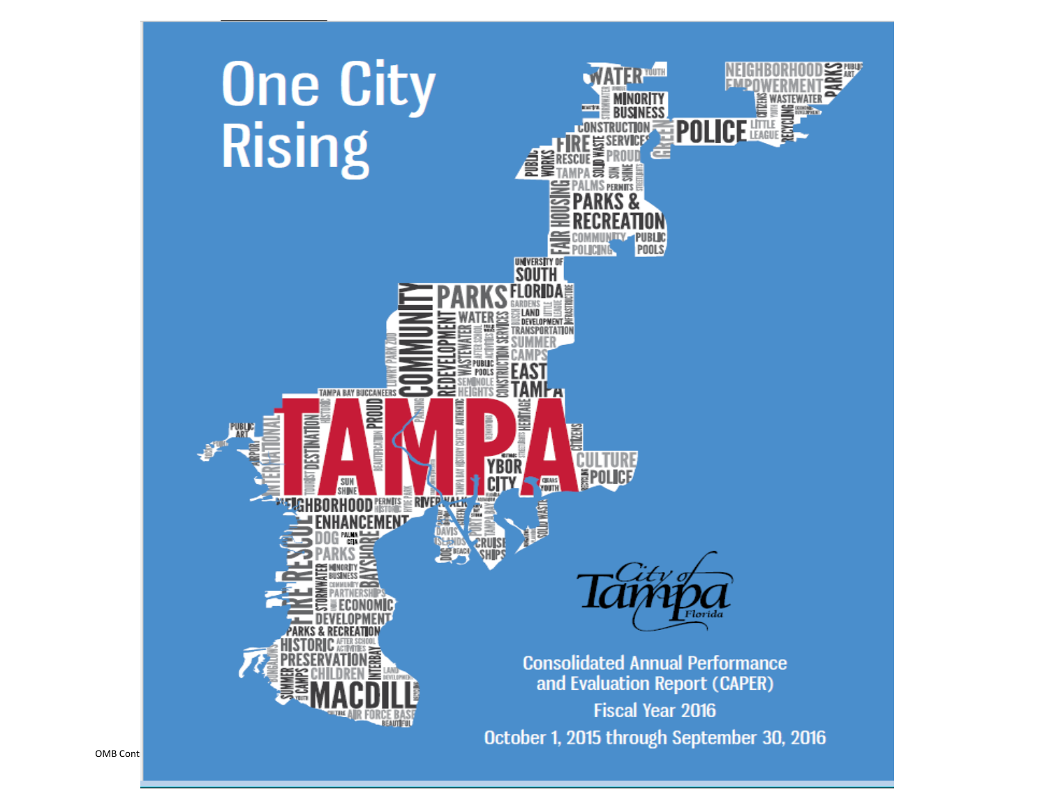# One City Rising

City of Tampa Florida

Consolidated Annual Performance and Evaluation Report (CAPER)

Fiscal Year 2016

October 1, 2015 through September 30, 2016

OMB Cont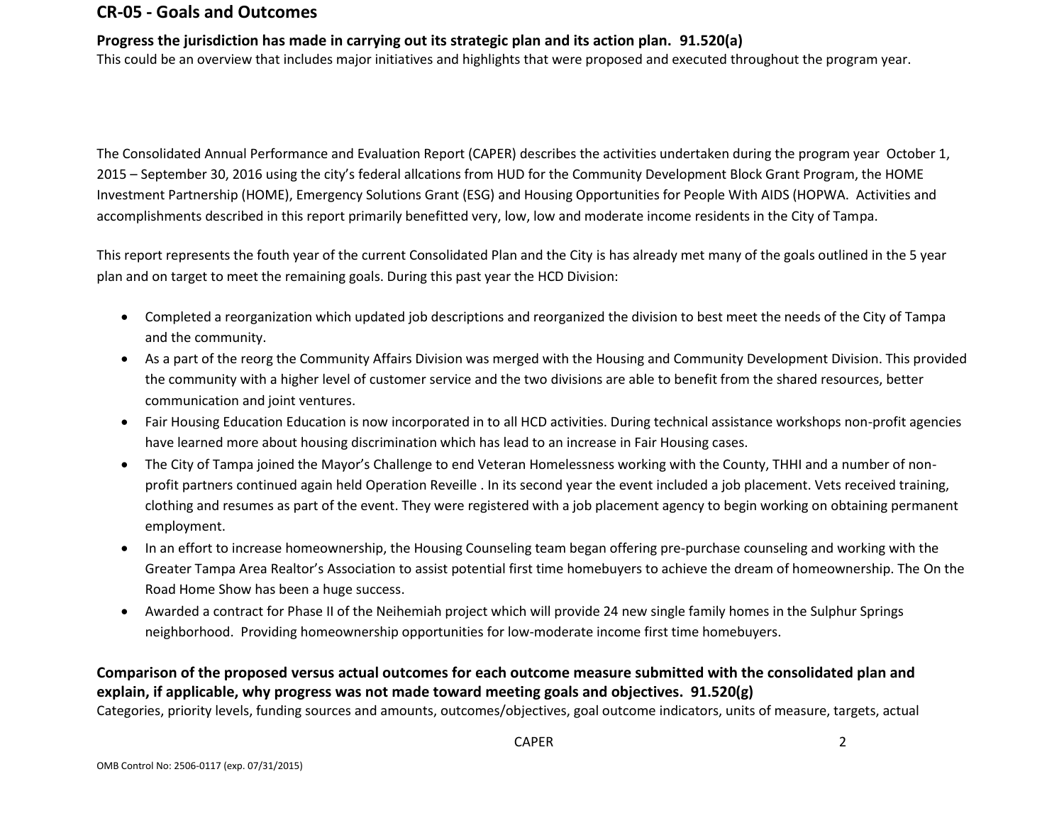## CR-05 - Goals and Outcomes

**Progress the jurisdiction has made in carrying out its strategic plan and its action plan. 91.520(a)**
This could be an overview that includes major initiatives and highlights that were proposed and executed throughout the program year.

The Consolidated Annual Performance and Evaluation Report (CAPER) describes the activities undertaken during the program year October 1, 2015 – September 30, 2016 using the city's federal allcations from HUD for the Community Development Block Grant Program, the HOME Investment Partnership (HOME), Emergency Solutions Grant (ESG) and Housing Opportunities for People With AIDS (HOPWA. Activities and accomplishments described in this report primarily benefitted very, low, low and moderate income residents in the City of Tampa.

This report represents the fouth year of the current Consolidated Plan and the City is has already met many of the goals outlined in the 5 year plan and on target to meet the remaining goals. During this past year the HCD Division:

- Completed a reorganization which updated job descriptions and reorganized the division to best meet the needs of the City of Tampa and the community.
- As a part of the reorg the Community Affairs Division was merged with the Housing and Community Development Division. This provided the community with a higher level of customer service and the two divisions are able to benefit from the shared resources, better communication and joint ventures.
- Fair Housing Education Education is now incorporated in to all HCD activities. During technical assistance workshops non-profit agencies have learned more about housing discrimination which has lead to an increase in Fair Housing cases.
- The City of Tampa joined the Mayor's Challenge to end Veteran Homelessness working with the County, THHI and a number of non-profit partners continued again held Operation Reveille . In its second year the event included a job placement. Vets received training, clothing and resumes as part of the event. They were registered with a job placement agency to begin working on obtaining permanent employment.
- In an effort to increase homeownership, the Housing Counseling team began offering pre-purchase counseling and working with the Greater Tampa Area Realtor's Association to assist potential first time homebuyers to achieve the dream of homeownership. The On the Road Home Show has been a huge success.
- Awarded a contract for Phase II of the Neihemiah project which will provide 24 new single family homes in the Sulphur Springs neighborhood. Providing homeownership opportunities for low-moderate income first time homebuyers.

**Comparison of the proposed versus actual outcomes for each outcome measure submitted with the consolidated plan and explain, if applicable, why progress was not made toward meeting goals and objectives. 91.520(g)**
Categories, priority levels, funding sources and amounts, outcomes/objectives, goal outcome indicators, units of measure, targets, actual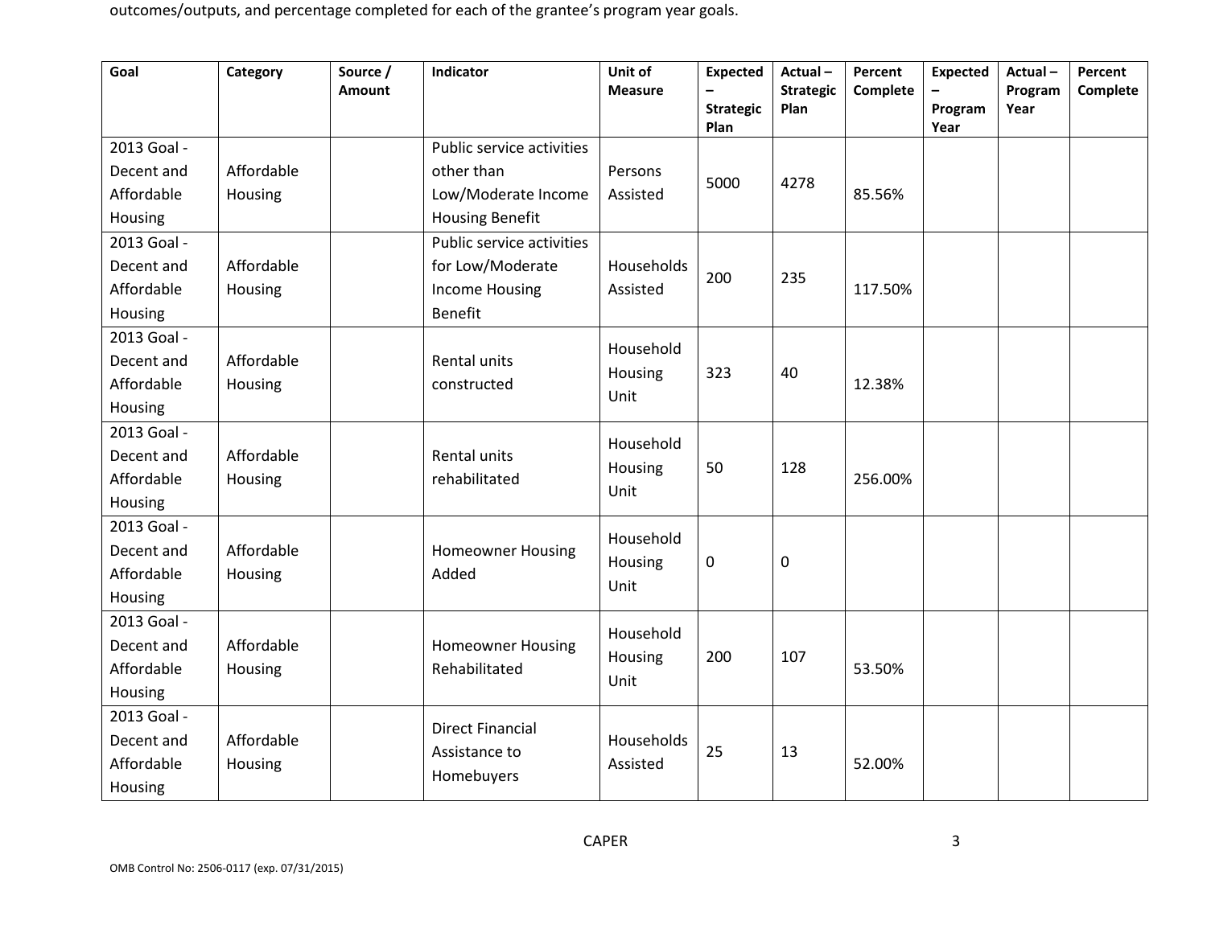outcomes/outputs, and percentage completed for each of the grantee's program year goals.

| Goal | Category | Source / Amount | Indicator | Unit of Measure | Expected – Strategic Plan | Actual – Strategic Plan | Percent Complete | Expected – Program Year | Actual – Program Year | Percent Complete |
|---|---|---|---|---|---|---|---|---|---|---|
| 2013 Goal - Decent and Affordable Housing | Affordable Housing | | Public service activities other than Low/Moderate Income Housing Benefit | Persons Assisted | 5000 | 4278 | 85.56% | | | |
| 2013 Goal - Decent and Affordable Housing | Affordable Housing | | Public service activities for Low/Moderate Income Housing Benefit | Households Assisted | 200 | 235 | 117.50% | | | |
| 2013 Goal - Decent and Affordable Housing | Affordable Housing | | Rental units constructed | Household Housing Unit | 323 | 40 | 12.38% | | | |
| 2013 Goal - Decent and Affordable Housing | Affordable Housing | | Rental units rehabilitated | Household Housing Unit | 50 | 128 | 256.00% | | | |
| 2013 Goal - Decent and Affordable Housing | Affordable Housing | | Homeowner Housing Added | Household Housing Unit | 0 | 0 | | | | |
| 2013 Goal - Decent and Affordable Housing | Affordable Housing | | Homeowner Housing Rehabilitated | Household Housing Unit | 200 | 107 | 53.50% | | | |
| 2013 Goal - Decent and Affordable Housing | Affordable Housing | | Direct Financial Assistance to Homebuyers | Households Assisted | 25 | 13 | 52.00% | | | |

OMB Control No: 2506-0117 (exp. 07/31/2015)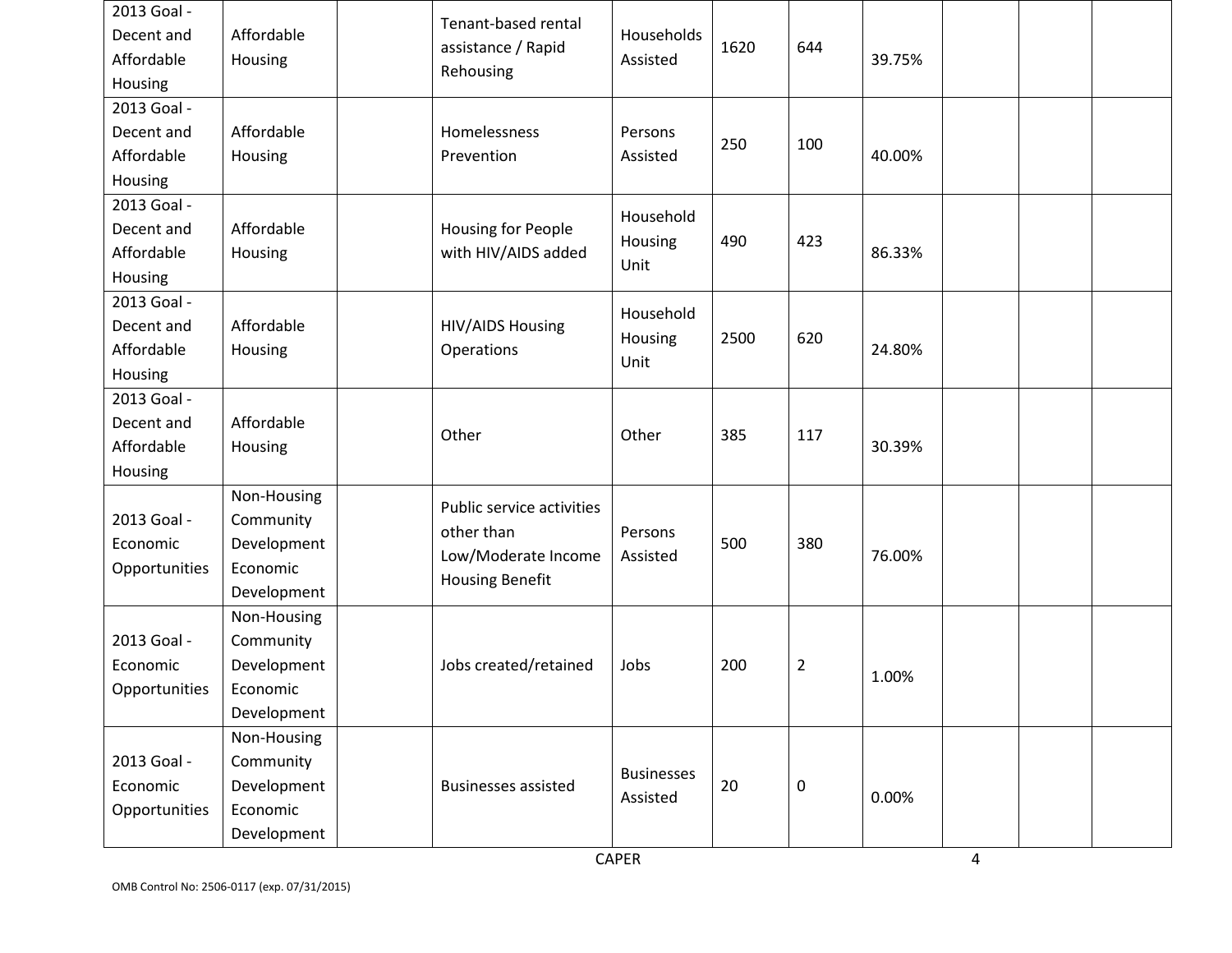| | | | | | | | | | | |
|---|---|---|---|---|---|---|---|---|---|---|
| 2013 Goal - Decent and Affordable Housing | Affordable Housing | | Tenant-based rental assistance / Rapid Rehousing | Households Assisted | 1620 | 644 | 39.75% | | | |
| 2013 Goal - Decent and Affordable Housing | Affordable Housing | | Homelessness Prevention | Persons Assisted | 250 | 100 | 40.00% | | | |
| 2013 Goal - Decent and Affordable Housing | Affordable Housing | | Housing for People with HIV/AIDS added | Household Housing Unit | 490 | 423 | 86.33% | | | |
| 2013 Goal - Decent and Affordable Housing | Affordable Housing | | HIV/AIDS Housing Operations | Household Housing Unit | 2500 | 620 | 24.80% | | | |
| 2013 Goal - Decent and Affordable Housing | Affordable Housing | | Other | Other | 385 | 117 | 30.39% | | | |
| 2013 Goal - Economic Opportunities | Non-Housing Community Development Economic Development | | Public service activities other than Low/Moderate Income Housing Benefit | Persons Assisted | 500 | 380 | 76.00% | | | |
| 2013 Goal - Economic Opportunities | Non-Housing Community Development Economic Development | | Jobs created/retained | Jobs | 200 | 2 | 1.00% | | | |
| 2013 Goal - Economic Opportunities | Non-Housing Community Development Economic Development | | Businesses assisted | Businesses Assisted | 20 | 0 | 0.00% | | | |

OMB Control No: 2506-0117 (exp. 07/31/2015)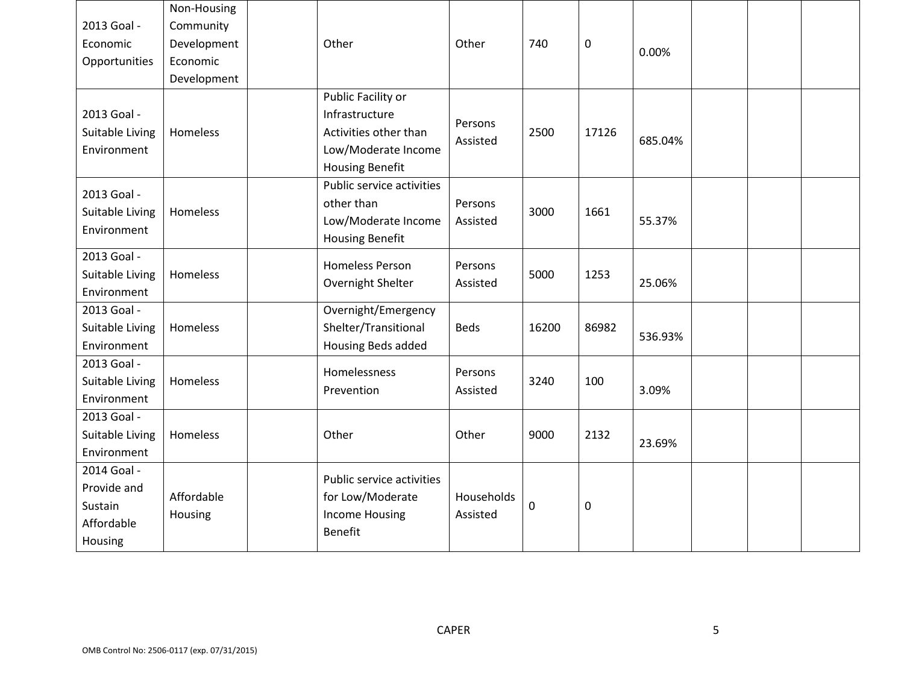| | | | | | | | | | | |
|---|---|---|---|---|---|---|---|---|---|---|
| 2013 Goal - Economic Opportunities | Non-Housing Community Development Economic Development | | Other | Other | 740 | 0 | 0.00% | | | |
| 2013 Goal - Suitable Living Environment | Homeless | | Public Facility or Infrastructure Activities other than Low/Moderate Income Housing Benefit | Persons Assisted | 2500 | 17126 | 685.04% | | | |
| 2013 Goal - Suitable Living Environment | Homeless | | Public service activities other than Low/Moderate Income Housing Benefit | Persons Assisted | 3000 | 1661 | 55.37% | | | |
| 2013 Goal - Suitable Living Environment | Homeless | | Homeless Person Overnight Shelter | Persons Assisted | 5000 | 1253 | 25.06% | | | |
| 2013 Goal - Suitable Living Environment | Homeless | | Overnight/Emergency Shelter/Transitional Housing Beds added | Beds | 16200 | 86982 | 536.93% | | | |
| 2013 Goal - Suitable Living Environment | Homeless | | Homelessness Prevention | Persons Assisted | 3240 | 100 | 3.09% | | | |
| 2013 Goal - Suitable Living Environment | Homeless | | Other | Other | 9000 | 2132 | 23.69% | | | |
| 2014 Goal - Provide and Sustain Affordable Housing | Affordable Housing | | Public service activities for Low/Moderate Income Housing Benefit | Households Assisted | 0 | 0 | | | | |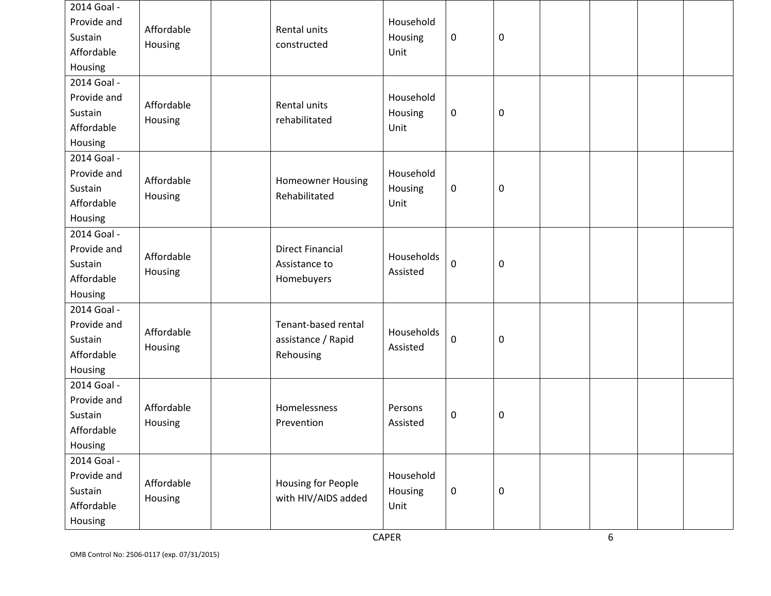| | | | | | | | | | | |
|---|---|---|---|---|---|---|---|---|---|---|
| 2014 Goal - Provide and Sustain Affordable Housing | Affordable Housing | | Rental units constructed | Household Housing Unit | 0 | 0 | | | | |
| 2014 Goal - Provide and Sustain Affordable Housing | Affordable Housing | | Rental units rehabilitated | Household Housing Unit | 0 | 0 | | | | |
| 2014 Goal - Provide and Sustain Affordable Housing | Affordable Housing | | Homeowner Housing Rehabilitated | Household Housing Unit | 0 | 0 | | | | |
| 2014 Goal - Provide and Sustain Affordable Housing | Affordable Housing | | Direct Financial Assistance to Homebuyers | Households Assisted | 0 | 0 | | | | |
| 2014 Goal - Provide and Sustain Affordable Housing | Affordable Housing | | Tenant-based rental assistance / Rapid Rehousing | Households Assisted | 0 | 0 | | | | |
| 2014 Goal - Provide and Sustain Affordable Housing | Affordable Housing | | Homelessness Prevention | Persons Assisted | 0 | 0 | | | | |
| 2014 Goal - Provide and Sustain Affordable Housing | Affordable Housing | | Housing for People with HIV/AIDS added | Household Housing Unit | 0 | 0 | | | | |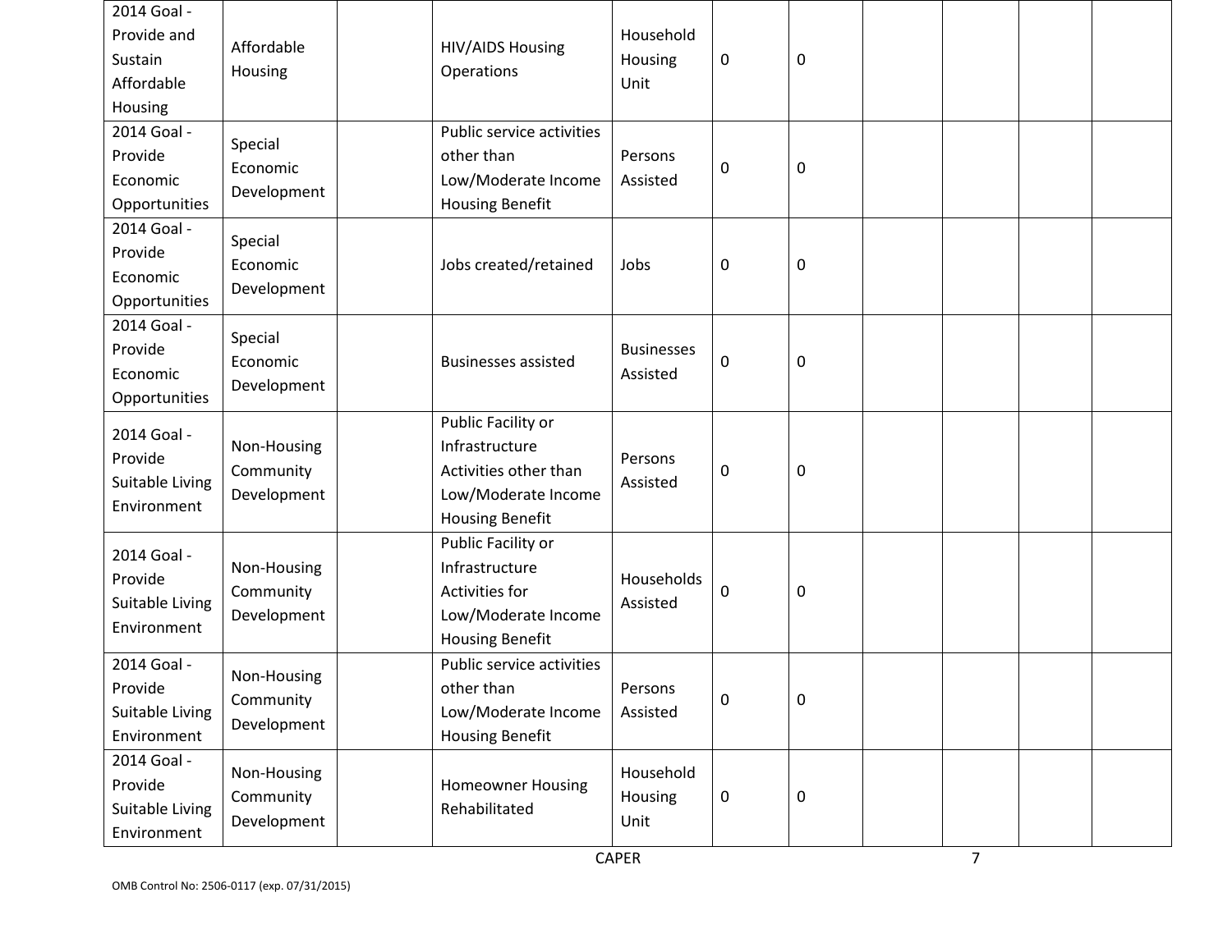| | | | | | | | | | | |
|---|---|---|---|---|---|---|---|---|---|---|
| 2014 Goal - Provide and Sustain Affordable Housing | Affordable Housing | | HIV/AIDS Housing Operations | Household Housing Unit | 0 | 0 | | | | |
| 2014 Goal - Provide Economic Opportunities | Special Economic Development | | Public service activities other than Low/Moderate Income Housing Benefit | Persons Assisted | 0 | 0 | | | | |
| 2014 Goal - Provide Economic Opportunities | Special Economic Development | | Jobs created/retained | Jobs | 0 | 0 | | | | |
| 2014 Goal - Provide Economic Opportunities | Special Economic Development | | Businesses assisted | Businesses Assisted | 0 | 0 | | | | |
| 2014 Goal - Provide Suitable Living Environment | Non-Housing Community Development | | Public Facility or Infrastructure Activities other than Low/Moderate Income Housing Benefit | Persons Assisted | 0 | 0 | | | | |
| 2014 Goal - Provide Suitable Living Environment | Non-Housing Community Development | | Public Facility or Infrastructure Activities for Low/Moderate Income Housing Benefit | Households Assisted | 0 | 0 | | | | |
| 2014 Goal - Provide Suitable Living Environment | Non-Housing Community Development | | Public service activities other than Low/Moderate Income Housing Benefit | Persons Assisted | 0 | 0 | | | | |
| 2014 Goal - Provide Suitable Living Environment | Non-Housing Community Development | | Homeowner Housing Rehabilitated | Household Housing Unit | 0 | 0 | | | | |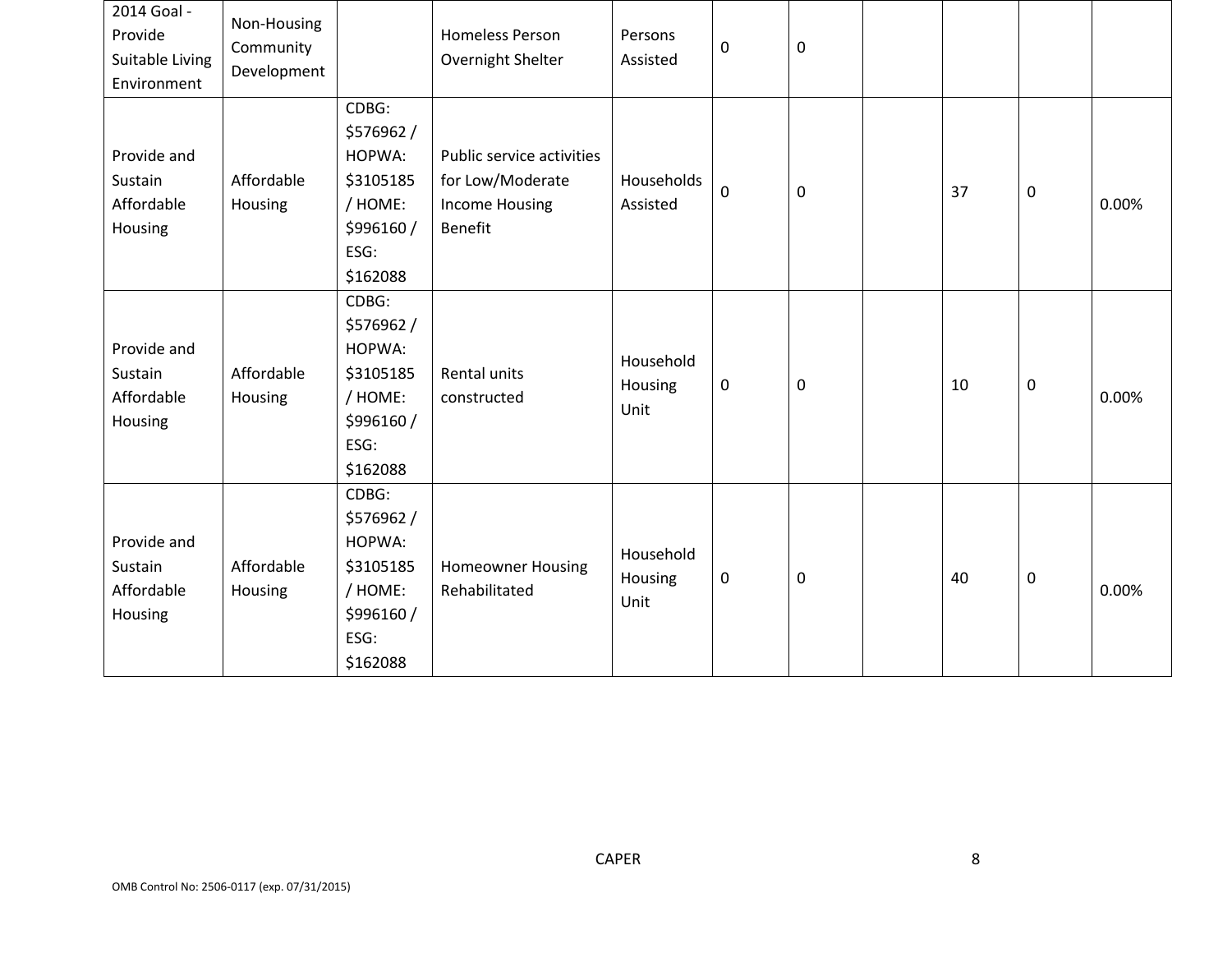| | | | | | | | | | | |
|---|---|---|---|---|---|---|---|---|---|---|
| 2014 Goal - Provide Suitable Living Environment | Non-Housing Community Development | | Homeless Person Overnight Shelter | Persons Assisted | 0 | 0 | | | | |
| Provide and Sustain Affordable Housing | Affordable Housing | CDBG: $576962 / HOPWA: $3105185 / HOME: $996160 / ESG: $162088 | Public service activities for Low/Moderate Income Housing Benefit | Households Assisted | 0 | 0 | | 37 | 0 | 0.00% |
| Provide and Sustain Affordable Housing | Affordable Housing | CDBG: $576962 / HOPWA: $3105185 / HOME: $996160 / ESG: $162088 | Rental units constructed | Household Housing Unit | 0 | 0 | | 10 | 0 | 0.00% |
| Provide and Sustain Affordable Housing | Affordable Housing | CDBG: $576962 / HOPWA: $3105185 / HOME: $996160 / ESG: $162088 | Homeowner Housing Rehabilitated | Household Housing Unit | 0 | 0 | | 40 | 0 | 0.00% |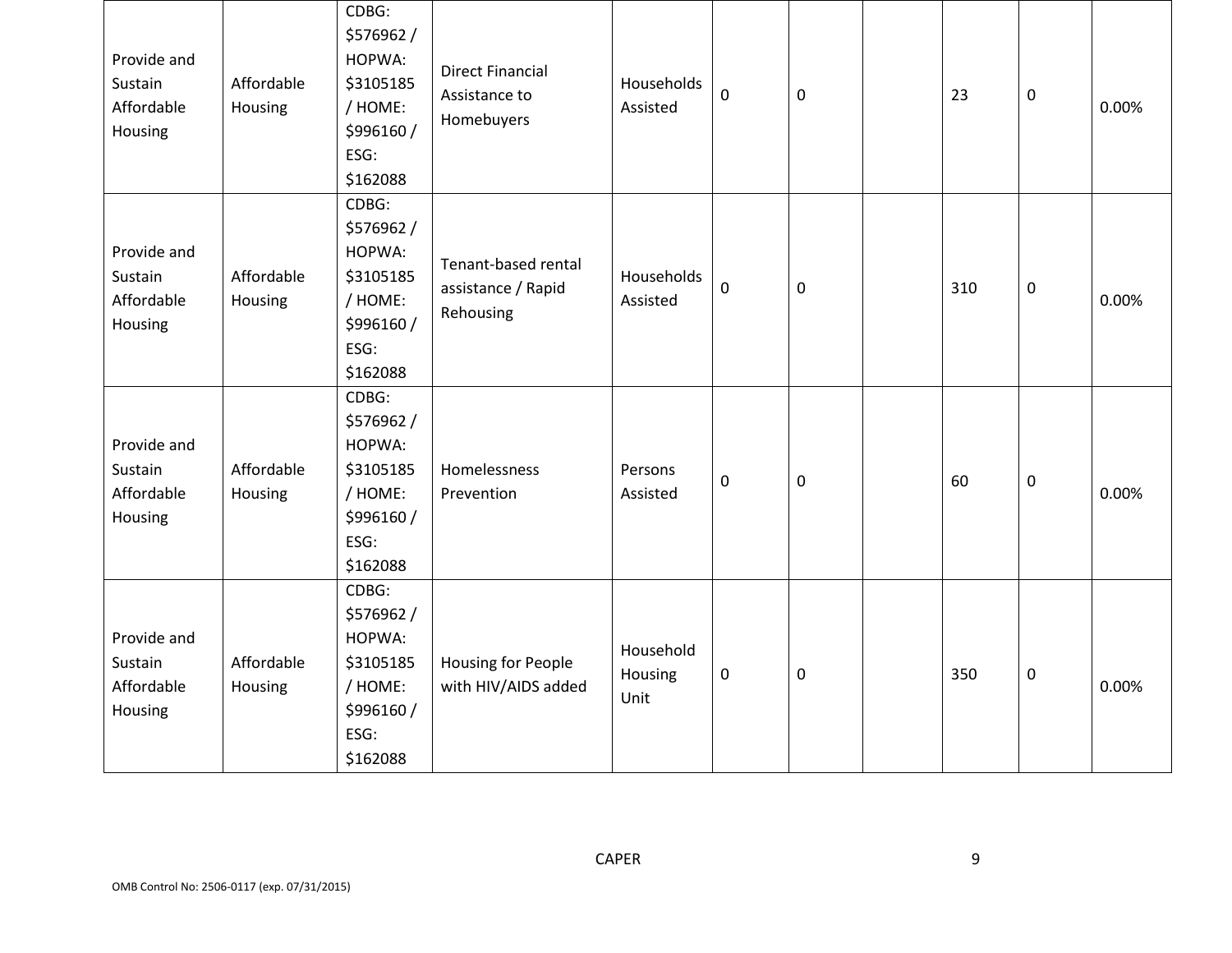| | | | | | | | | | | |
|---|---|---|---|---|---|---|---|---|---|---|
| Provide and Sustain Affordable Housing | Affordable Housing | CDBG: $576962 / HOPWA: $3105185 / HOME: $996160 / ESG: $162088 | Direct Financial Assistance to Homebuyers | Households Assisted | 0 | 0 | | 23 | 0 | 0.00% |
| Provide and Sustain Affordable Housing | Affordable Housing | CDBG: $576962 / HOPWA: $3105185 / HOME: $996160 / ESG: $162088 | Tenant-based rental assistance / Rapid Rehousing | Households Assisted | 0 | 0 | | 310 | 0 | 0.00% |
| Provide and Sustain Affordable Housing | Affordable Housing | CDBG: $576962 / HOPWA: $3105185 / HOME: $996160 / ESG: $162088 | Homelessness Prevention | Persons Assisted | 0 | 0 | | 60 | 0 | 0.00% |
| Provide and Sustain Affordable Housing | Affordable Housing | CDBG: $576962 / HOPWA: $3105185 / HOME: $996160 / ESG: $162088 | Housing for People with HIV/AIDS added | Household Housing Unit | 0 | 0 | | 350 | 0 | 0.00% |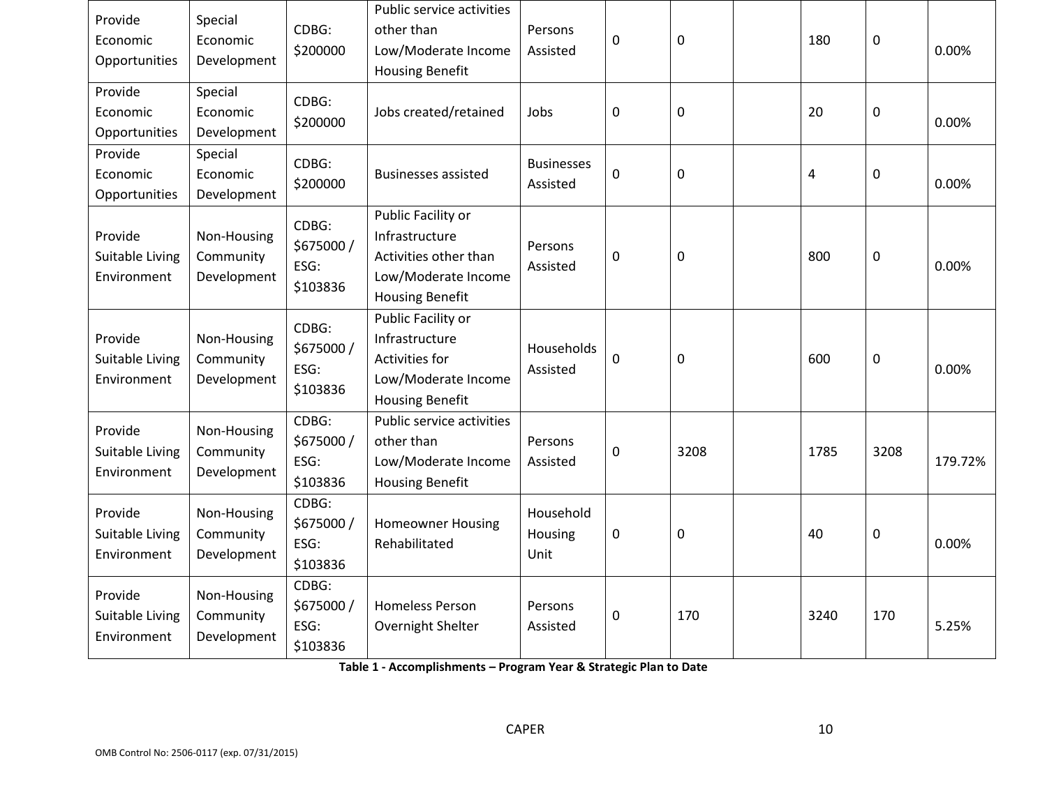| Provide Economic Opportunities | Special Economic Development | CDBG: $200000 | Public service activities other than Low/Moderate Income Housing Benefit | Persons Assisted | 0 | 0 | | 180 | 0 | 0.00% |
|---|---|---|---|---|---|---|---|---|---|---|
| Provide Economic Opportunities | Special Economic Development | CDBG: $200000 | Jobs created/retained | Jobs | 0 | 0 | | 20 | 0 | 0.00% |
| Provide Economic Opportunities | Special Economic Development | CDBG: $200000 | Businesses assisted | Businesses Assisted | 0 | 0 | | 4 | 0 | 0.00% |
| Provide Suitable Living Environment | Non-Housing Community Development | CDBG: $675000 / ESG: $103836 | Public Facility or Infrastructure Activities other than Low/Moderate Income Housing Benefit | Persons Assisted | 0 | 0 | | 800 | 0 | 0.00% |
| Provide Suitable Living Environment | Non-Housing Community Development | CDBG: $675000 / ESG: $103836 | Public Facility or Infrastructure Activities for Low/Moderate Income Housing Benefit | Households Assisted | 0 | 0 | | 600 | 0 | 0.00% |
| Provide Suitable Living Environment | Non-Housing Community Development | CDBG: $675000 / ESG: $103836 | Public service activities other than Low/Moderate Income Housing Benefit | Persons Assisted | 0 | 3208 | | 1785 | 3208 | 179.72% |
| Provide Suitable Living Environment | Non-Housing Community Development | CDBG: $675000 / ESG: $103836 | Homeowner Housing Rehabilitated | Household Housing Unit | 0 | 0 | | 40 | 0 | 0.00% |
| Provide Suitable Living Environment | Non-Housing Community Development | CDBG: $675000 / ESG: $103836 | Homeless Person Overnight Shelter | Persons Assisted | 0 | 170 | | 3240 | 170 | 5.25% |

**Table 1 - Accomplishments – Program Year & Strategic Plan to Date**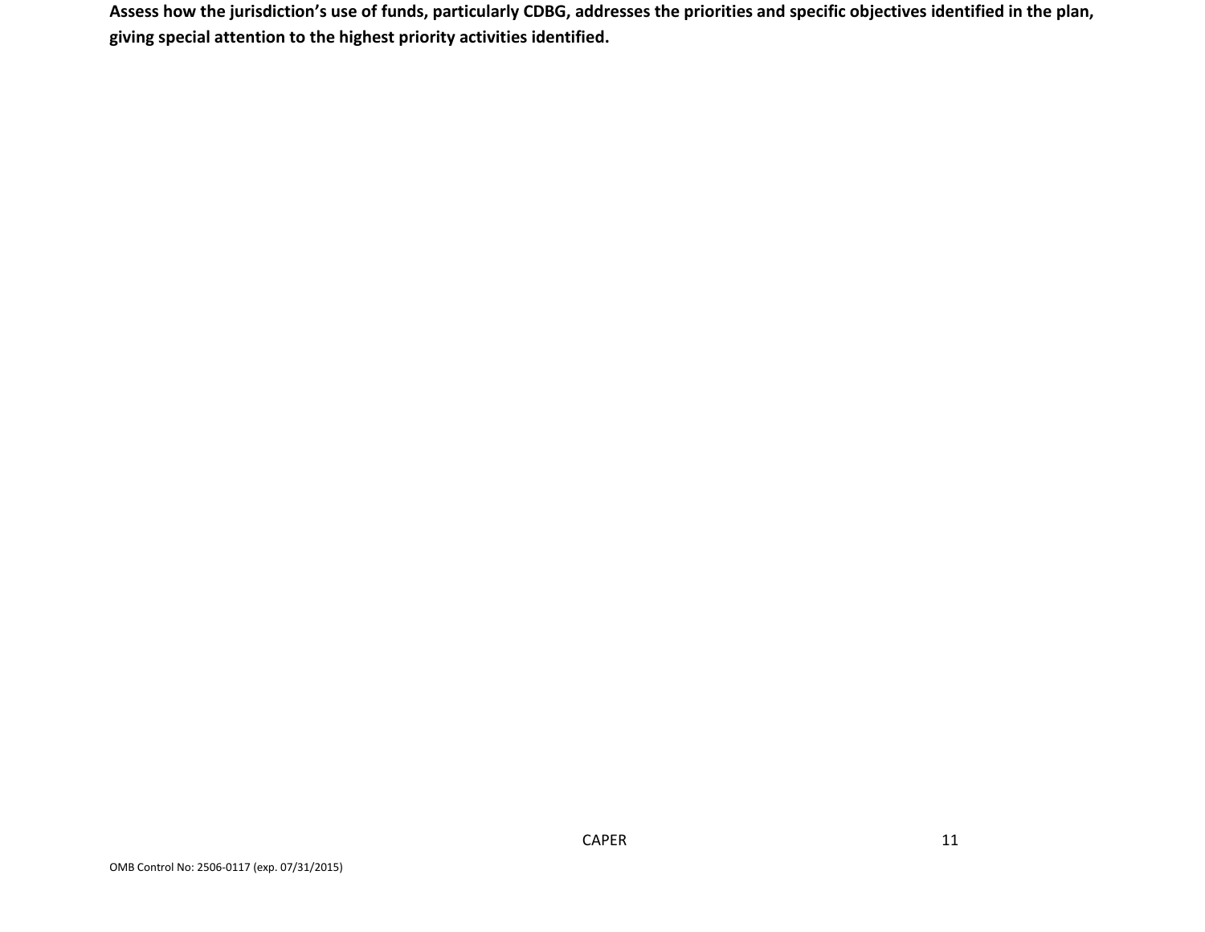**Assess how the jurisdiction's use of funds, particularly CDBG, addresses the priorities and specific objectives identified in the plan, giving special attention to the highest priority activities identified.**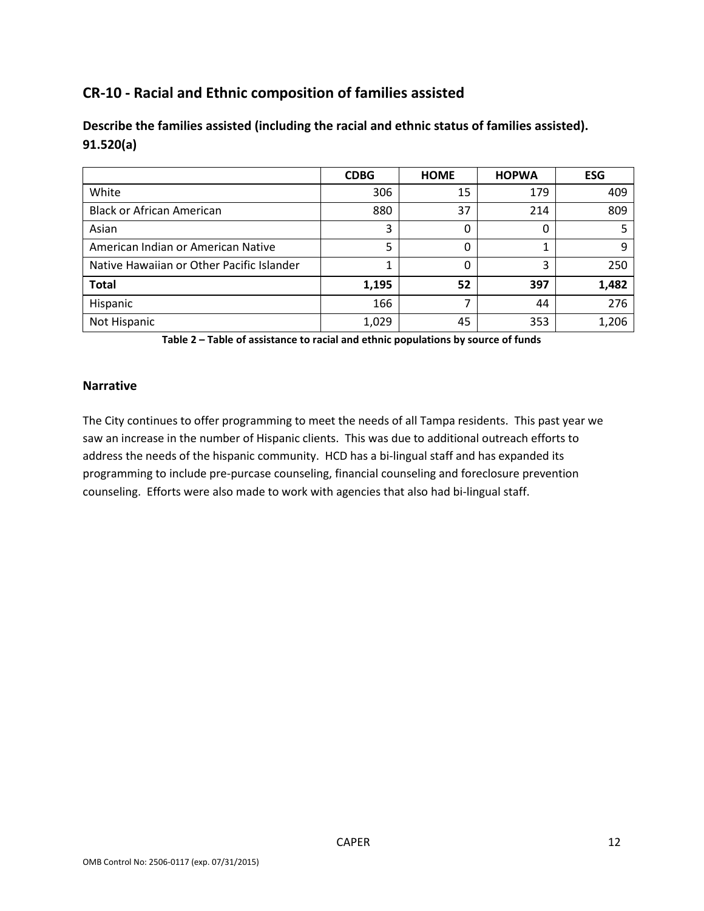## CR-10 - Racial and Ethnic composition of families assisted

**Describe the families assisted (including the racial and ethnic status of families assisted). 91.520(a)**

| | CDBG | HOME | HOPWA | ESG |
|---|---|---|---|---|
| White | 306 | 15 | 179 | 409 |
| Black or African American | 880 | 37 | 214 | 809 |
| Asian | 3 | 0 | 0 | 5 |
| American Indian or American Native | 5 | 0 | 1 | 9 |
| Native Hawaiian or Other Pacific Islander | 1 | 0 | 3 | 250 |
| **Total** | **1,195** | **52** | **397** | **1,482** |
| Hispanic | 166 | 7 | 44 | 276 |
| Not Hispanic | 1,029 | 45 | 353 | 1,206 |

**Table 2 – Table of assistance to racial and ethnic populations by source of funds**

### Narrative

The City continues to offer programming to meet the needs of all Tampa residents. This past year we saw an increase in the number of Hispanic clients. This was due to additional outreach efforts to address the needs of the hispanic community. HCD has a bi-lingual staff and has expanded its programming to include pre-purcase counseling, financial counseling and foreclosure prevention counseling. Efforts were also made to work with agencies that also had bi-lingual staff.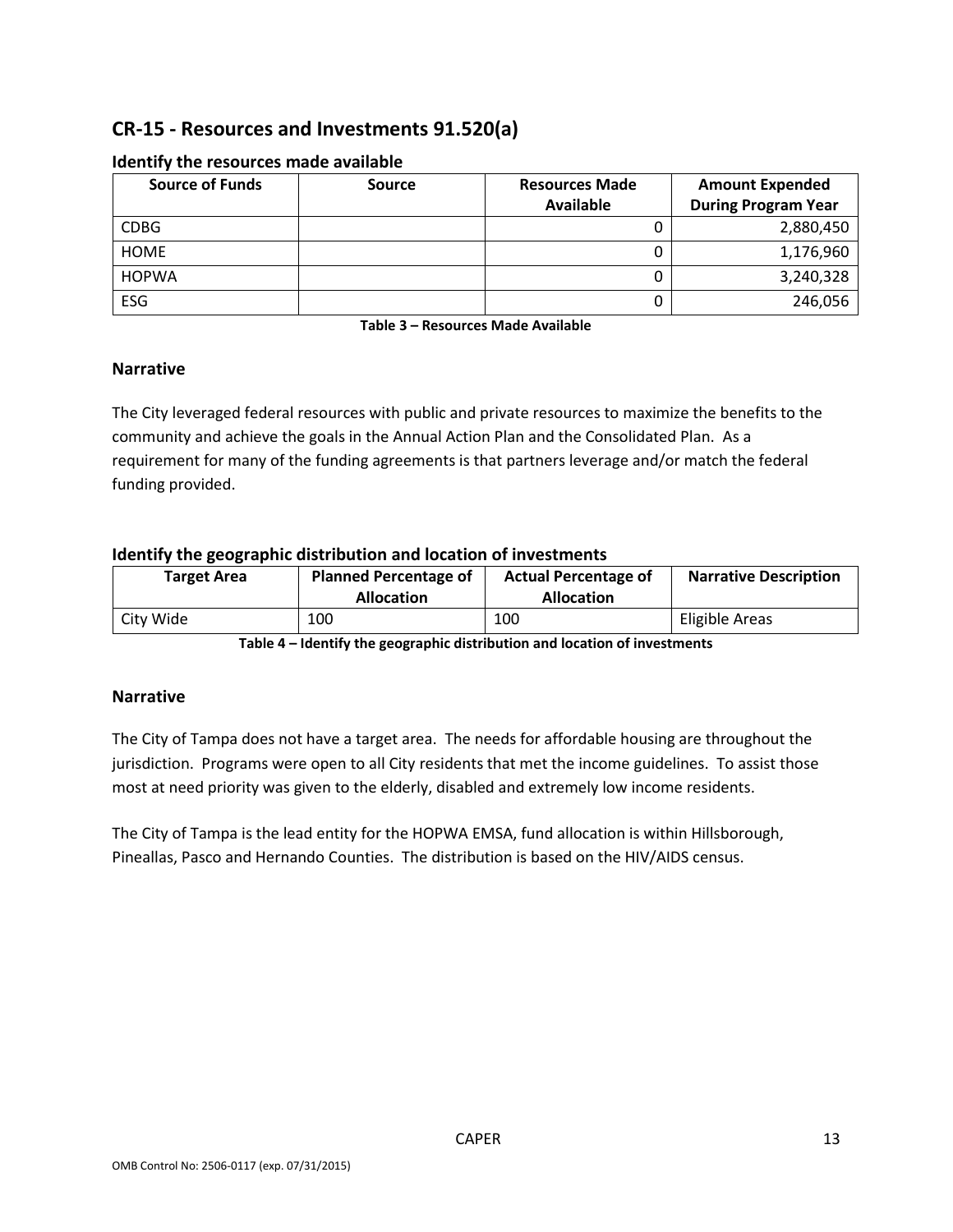## CR-15 - Resources and Investments 91.520(a)

### Identify the resources made available

| Source of Funds | Source | Resources Made Available | Amount Expended During Program Year |
|---|---|---|---|
| CDBG | | 0 | 2,880,450 |
| HOME | | 0 | 1,176,960 |
| HOPWA | | 0 | 3,240,328 |
| ESG | | 0 | 246,056 |

**Table 3 – Resources Made Available**

### Narrative

The City leveraged federal resources with public and private resources to maximize the benefits to the community and achieve the goals in the Annual Action Plan and the Consolidated Plan. As a requirement for many of the funding agreements is that partners leverage and/or match the federal funding provided.

### Identify the geographic distribution and location of investments

| Target Area | Planned Percentage of Allocation | Actual Percentage of Allocation | Narrative Description |
|---|---|---|---|
| City Wide | 100 | 100 | Eligible Areas |

**Table 4 – Identify the geographic distribution and location of investments**

### Narrative

The City of Tampa does not have a target area. The needs for affordable housing are throughout the jurisdiction. Programs were open to all City residents that met the income guidelines. To assist those most at need priority was given to the elderly, disabled and extremely low income residents.

The City of Tampa is the lead entity for the HOPWA EMSA, fund allocation is within Hillsborough, Pineallas, Pasco and Hernando Counties. The distribution is based on the HIV/AIDS census.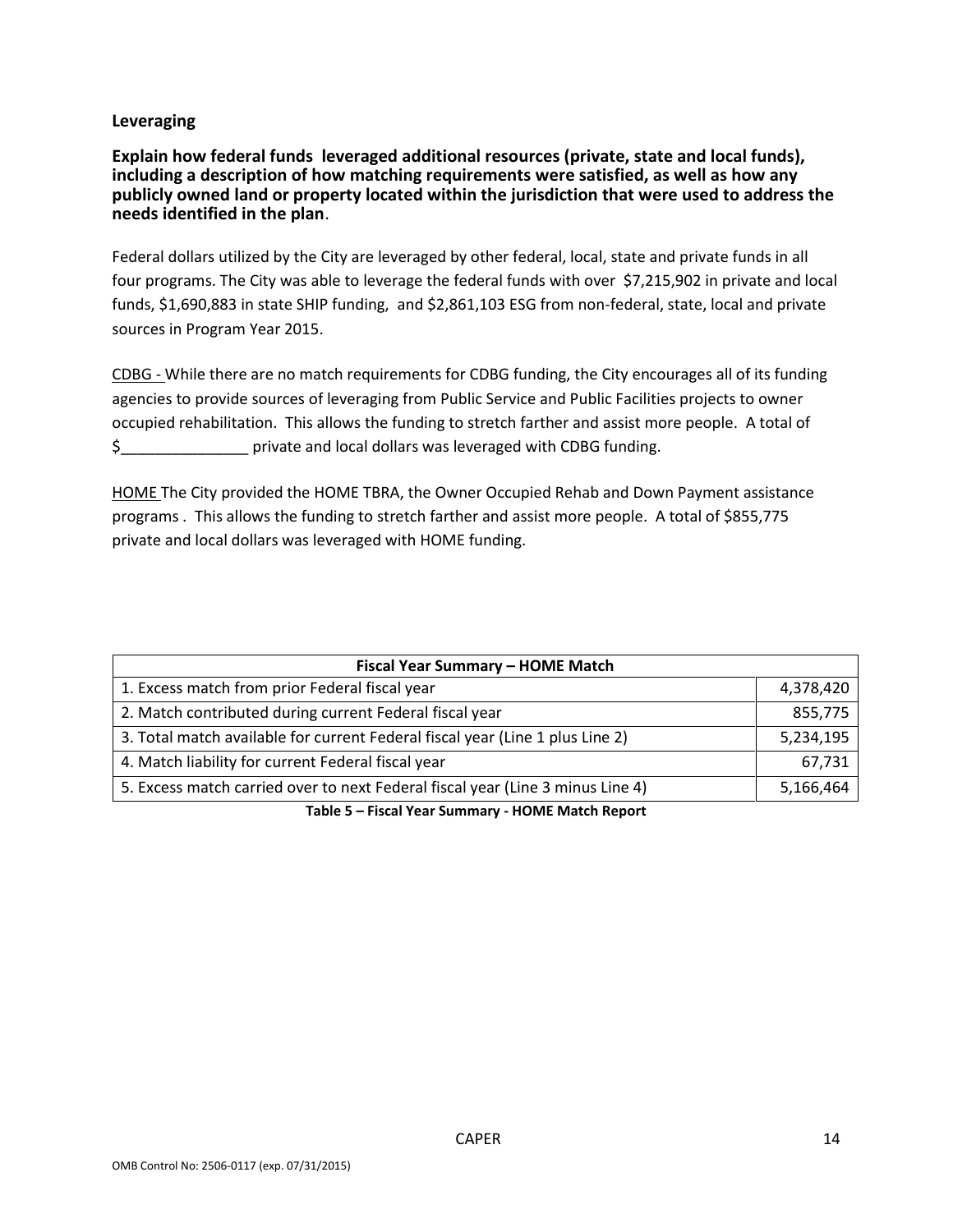### Leveraging

**Explain how federal funds leveraged additional resources (private, state and local funds), including a description of how matching requirements were satisfied, as well as how any publicly owned land or property located within the jurisdiction that were used to address the needs identified in the plan**.

Federal dollars utilized by the City are leveraged by other federal, local, state and private funds in all four programs. The City was able to leverage the federal funds with over $7,215,902 in private and local funds, $1,690,883 in state SHIP funding, and $2,861,103 ESG from non-federal, state, local and private sources in Program Year 2015.

CDBG - While there are no match requirements for CDBG funding, the City encourages all of its funding agencies to provide sources of leveraging from Public Service and Public Facilities projects to owner occupied rehabilitation. This allows the funding to stretch farther and assist more people. A total of $_______________ private and local dollars was leveraged with CDBG funding.

HOME The City provided the HOME TBRA, the Owner Occupied Rehab and Down Payment assistance programs . This allows the funding to stretch farther and assist more people. A total of $855,775 private and local dollars was leveraged with HOME funding.

| Fiscal Year Summary – HOME Match | |
|---|---|
| 1. Excess match from prior Federal fiscal year | 4,378,420 |
| 2. Match contributed during current Federal fiscal year | 855,775 |
| 3. Total match available for current Federal fiscal year (Line 1 plus Line 2) | 5,234,195 |
| 4. Match liability for current Federal fiscal year | 67,731 |
| 5. Excess match carried over to next Federal fiscal year (Line 3 minus Line 4) | 5,166,464 |

**Table 5 – Fiscal Year Summary - HOME Match Report**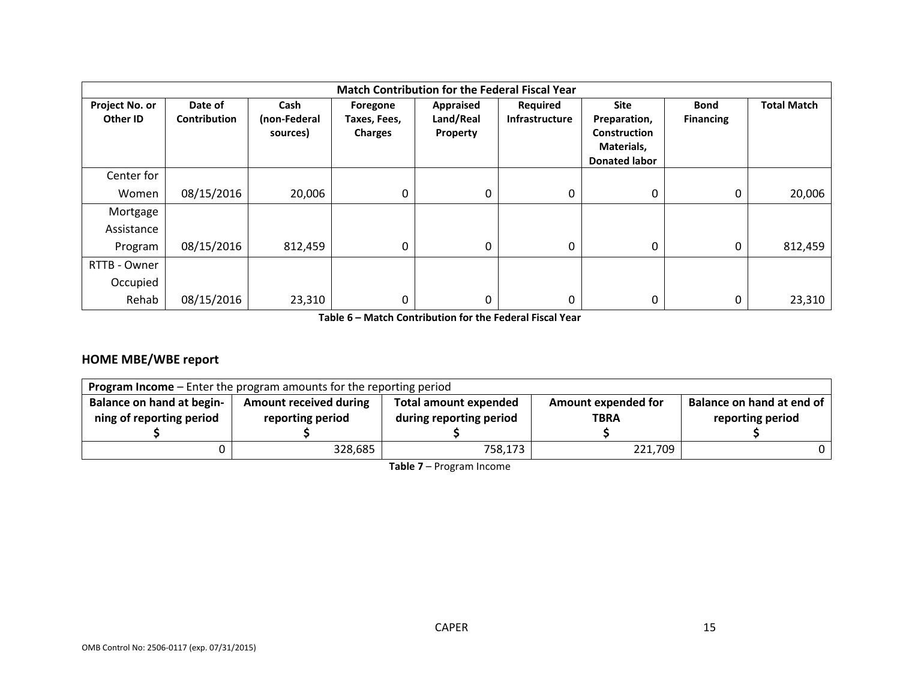| Match Contribution for the Federal Fiscal Year | | | | | | | | |
|---|---|---|---|---|---|---|---|---|
| Project No. or Other ID | Date of Contribution | Cash (non-Federal sources) | Foregone Taxes, Fees, Charges | Appraised Land/Real Property | Required Infrastructure | Site Preparation, Construction Materials, Donated labor | Bond Financing | Total Match |
| Center for Women | 08/15/2016 | 20,006 | 0 | 0 | 0 | 0 | 0 | 20,006 |
| Mortgage Assistance Program | 08/15/2016 | 812,459 | 0 | 0 | 0 | 0 | 0 | 812,459 |
| RTTB - Owner Occupied Rehab | 08/15/2016 | 23,310 | 0 | 0 | 0 | 0 | 0 | 23,310 |

**Table 6 – Match Contribution for the Federal Fiscal Year**

## HOME MBE/WBE report

| **Program Income** – Enter the program amounts for the reporting period | | | | |
|---|---|---|---|---|
| **Balance on hand at beginning of reporting period $** | **Amount received during reporting period $** | **Total amount expended during reporting period $** | **Amount expended for TBRA $** | **Balance on hand at end of reporting period $** |
| 0 | 328,685 | 758,173 | 221,709 | 0 |

**Table 7** – Program Income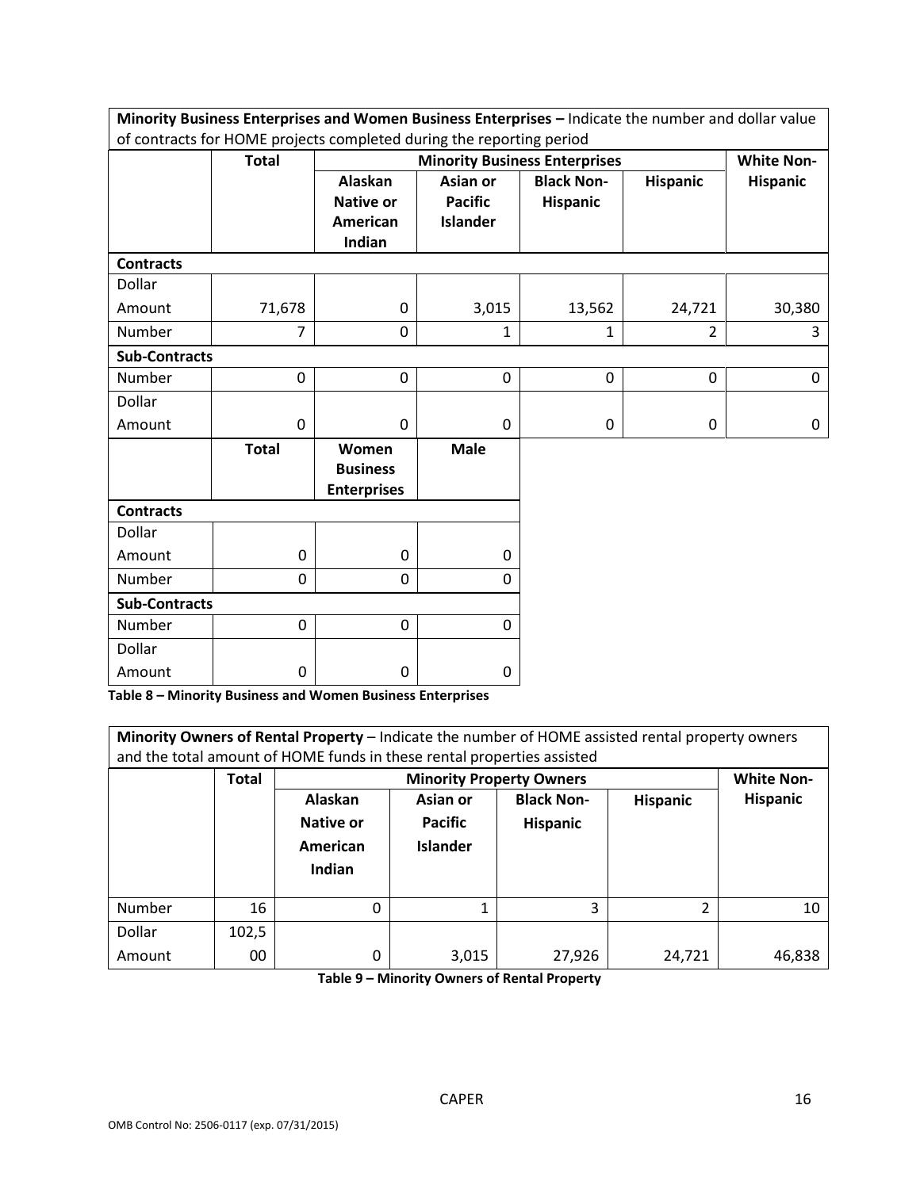**Minority Business Enterprises and Women Business Enterprises –** Indicate the number and dollar value of contracts for HOME projects completed during the reporting period

| | Total | Minority Business Enterprises | | | | White Non-Hispanic |
|---|---|---|---|---|---|---|
| | | Alaskan Native or American Indian | Asian or Pacific Islander | Black Non-Hispanic | Hispanic | |
| **Contracts** | | | | | | |
| Dollar Amount | 71,678 | 0 | 3,015 | 13,562 | 24,721 | 30,380 |
| Number | 7 | 0 | 1 | 1 | 2 | 3 |
| **Sub-Contracts** | | | | | | |
| Number | 0 | 0 | 0 | 0 | 0 | 0 |
| Dollar Amount | 0 | 0 | 0 | 0 | 0 | 0 |

| | Total | Women Business Enterprises | Male |
|---|---|---|---|
| **Contracts** | | | |
| Dollar Amount | 0 | 0 | 0 |
| Number | 0 | 0 | 0 |
| **Sub-Contracts** | | | |
| Number | 0 | 0 | 0 |
| Dollar Amount | 0 | 0 | 0 |

**Table 8 – Minority Business and Women Business Enterprises**

**Minority Owners of Rental Property** – Indicate the number of HOME assisted rental property owners and the total amount of HOME funds in these rental properties assisted

| | Total | Minority Property Owners | | | | White Non-Hispanic |
|---|---|---|---|---|---|---|
| | | Alaskan Native or American Indian | Asian or Pacific Islander | Black Non-Hispanic | Hispanic | |
| Number | 16 | 0 | 1 | 3 | 2 | 10 |
| Dollar Amount | 102,500 | 0 | 3,015 | 27,926 | 24,721 | 46,838 |

**Table 9 – Minority Owners of Rental Property**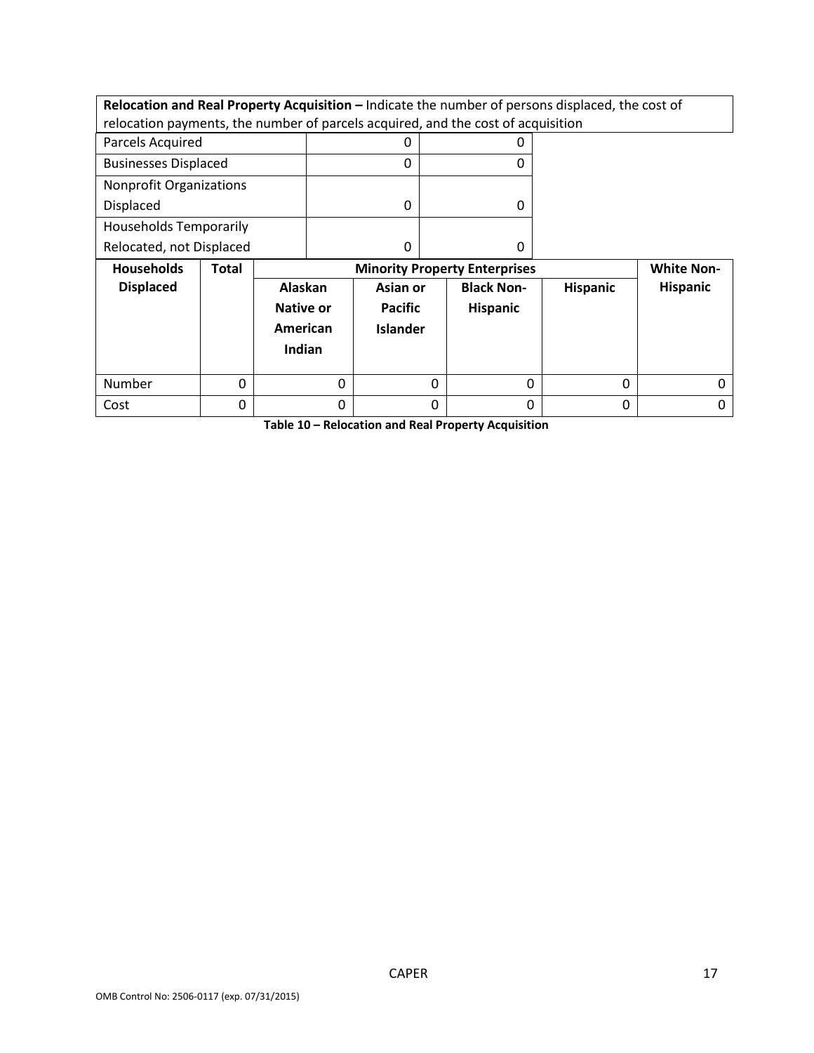| **Relocation and Real Property Acquisition –** Indicate the number of persons displaced, the cost of relocation payments, the number of parcels acquired, and the cost of acquisition | | |
|---|---|---|
| Parcels Acquired | 0 | 0 |
| Businesses Displaced | 0 | 0 |
| Nonprofit Organizations Displaced | 0 | 0 |
| Households Temporarily Relocated, not Displaced | 0 | 0 |

| Households Displaced | Total | Minority Property Enterprises | | | | White Non-Hispanic |
|---|---|---|---|---|---|---|
| | | Alaskan Native or American Indian | Asian or Pacific Islander | Black Non-Hispanic | Hispanic | |
| Number | 0 | 0 | 0 | 0 | 0 | 0 |
| Cost | 0 | 0 | 0 | 0 | 0 | 0 |

**Table 10 – Relocation and Real Property Acquisition**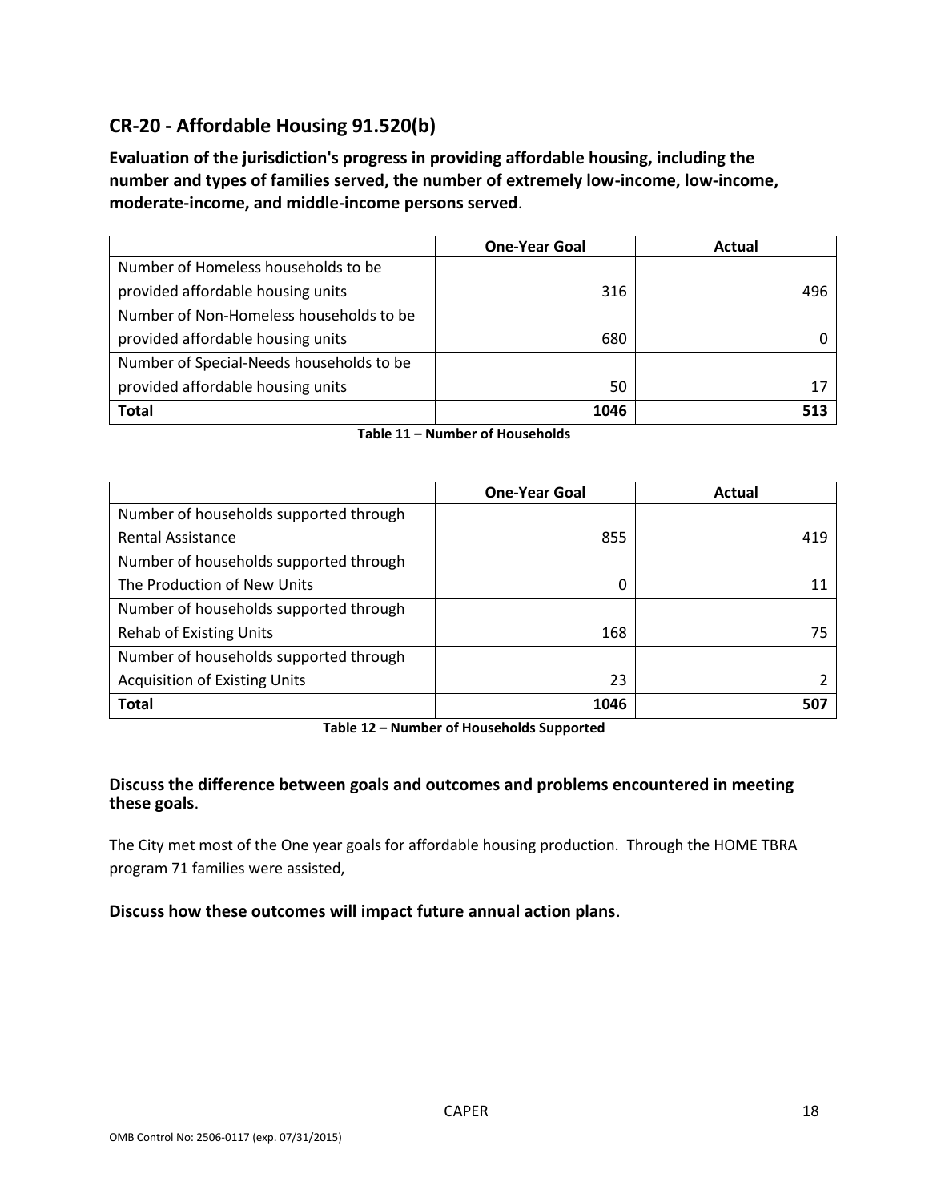## CR-20 - Affordable Housing 91.520(b)

**Evaluation of the jurisdiction's progress in providing affordable housing, including the number and types of families served, the number of extremely low-income, low-income, moderate-income, and middle-income persons served**.

| | One-Year Goal | Actual |
|---|---|---|
| Number of Homeless households to be provided affordable housing units | 316 | 496 |
| Number of Non-Homeless households to be provided affordable housing units | 680 | 0 |
| Number of Special-Needs households to be provided affordable housing units | 50 | 17 |
| **Total** | **1046** | **513** |

**Table 11 – Number of Households**

| | One-Year Goal | Actual |
|---|---|---|
| Number of households supported through Rental Assistance | 855 | 419 |
| Number of households supported through The Production of New Units | 0 | 11 |
| Number of households supported through Rehab of Existing Units | 168 | 75 |
| Number of households supported through Acquisition of Existing Units | 23 | 2 |
| **Total** | **1046** | **507** |

**Table 12 – Number of Households Supported**

**Discuss the difference between goals and outcomes and problems encountered in meeting these goals**.

The City met most of the One year goals for affordable housing production. Through the HOME TBRA program 71 families were assisted,

**Discuss how these outcomes will impact future annual action plans**.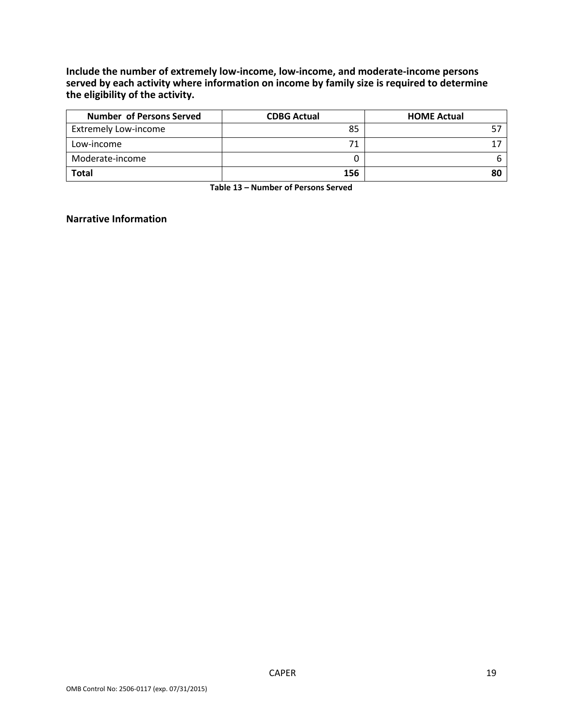**Include the number of extremely low-income, low-income, and moderate-income persons served by each activity where information on income by family size is required to determine the eligibility of the activity.**

| Number of Persons Served | CDBG Actual | HOME Actual |
|---|---|---|
| Extremely Low-income | 85 | 57 |
| Low-income | 71 | 17 |
| Moderate-income | 0 | 6 |
| **Total** | **156** | **80** |

**Table 13 – Number of Persons Served**

## Narrative Information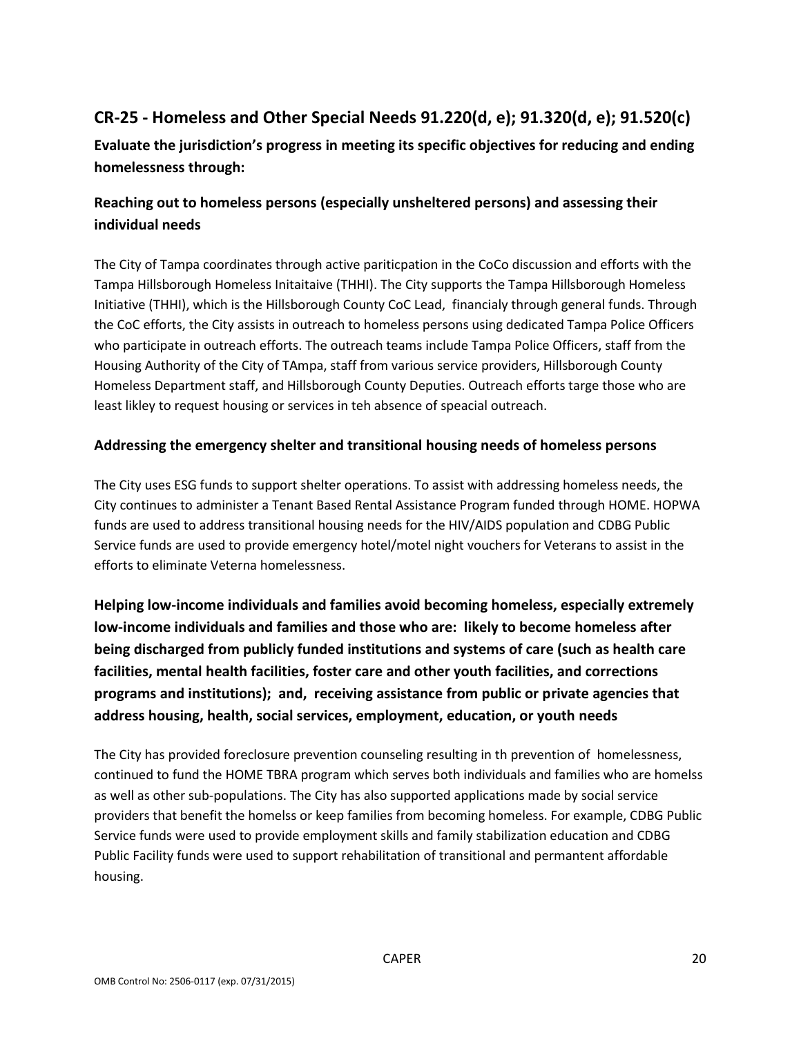## CR-25 - Homeless and Other Special Needs 91.220(d, e); 91.320(d, e); 91.520(c)

**Evaluate the jurisdiction's progress in meeting its specific objectives for reducing and ending homelessness through:**

### Reaching out to homeless persons (especially unsheltered persons) and assessing their individual needs

The City of Tampa coordinates through active pariticpation in the CoCo discussion and efforts with the Tampa Hillsborough Homeless Initaitaive (THHI). The City supports the Tampa Hillsborough Homeless Initiative (THHI), which is the Hillsborough County CoC Lead, financialy through general funds. Through the CoC efforts, the City assists in outreach to homeless persons using dedicated Tampa Police Officers who participate in outreach efforts. The outreach teams include Tampa Police Officers, staff from the Housing Authority of the City of TAmpa, staff from various service providers, Hillsborough County Homeless Department staff, and Hillsborough County Deputies. Outreach efforts targe those who are least likley to request housing or services in teh absence of speacial outreach.

### Addressing the emergency shelter and transitional housing needs of homeless persons

The City uses ESG funds to support shelter operations. To assist with addressing homeless needs, the City continues to administer a Tenant Based Rental Assistance Program funded through HOME. HOPWA funds are used to address transitional housing needs for the HIV/AIDS population and CDBG Public Service funds are used to provide emergency hotel/motel night vouchers for Veterans to assist in the efforts to eliminate Veterna homelessness.

### Helping low-income individuals and families avoid becoming homeless, especially extremely low-income individuals and families and those who are: likely to become homeless after being discharged from publicly funded institutions and systems of care (such as health care facilities, mental health facilities, foster care and other youth facilities, and corrections programs and institutions); and, receiving assistance from public or private agencies that address housing, health, social services, employment, education, or youth needs

The City has provided foreclosure prevention counseling resulting in th prevention of homelessness, continued to fund the HOME TBRA program which serves both individuals and families who are homelss as well as other sub-populations. The City has also supported applications made by social service providers that benefit the homelss or keep families from becoming homeless. For example, CDBG Public Service funds were used to provide employment skills and family stabilization education and CDBG Public Facility funds were used to support rehabilitation of transitional and permantent affordable housing.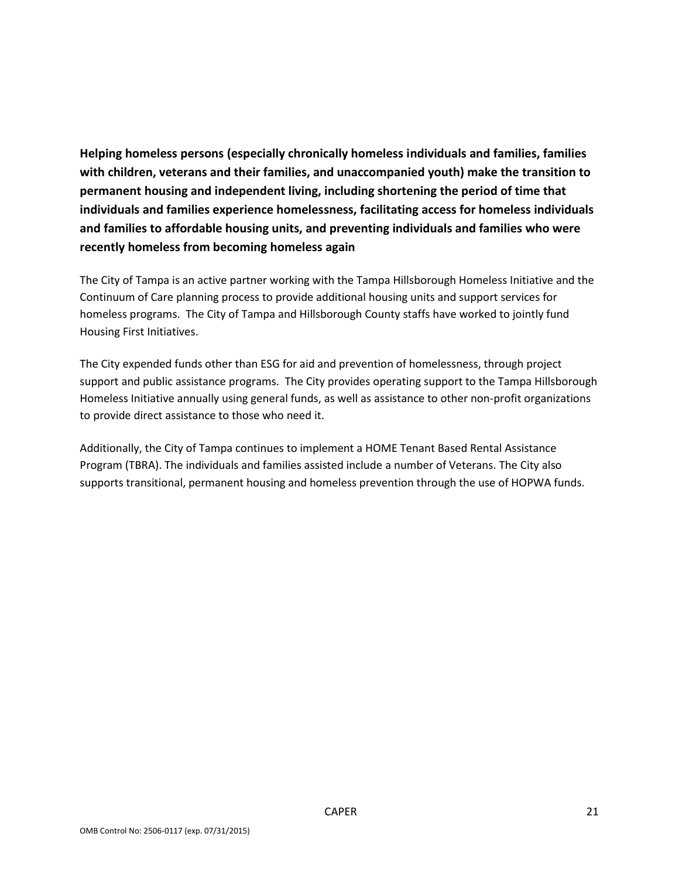**Helping homeless persons (especially chronically homeless individuals and families, families with children, veterans and their families, and unaccompanied youth) make the transition to permanent housing and independent living, including shortening the period of time that individuals and families experience homelessness, facilitating access for homeless individuals and families to affordable housing units, and preventing individuals and families who were recently homeless from becoming homeless again**

The City of Tampa is an active partner working with the Tampa Hillsborough Homeless Initiative and the Continuum of Care planning process to provide additional housing units and support services for homeless programs. The City of Tampa and Hillsborough County staffs have worked to jointly fund Housing First Initiatives.

The City expended funds other than ESG for aid and prevention of homelessness, through project support and public assistance programs. The City provides operating support to the Tampa Hillsborough Homeless Initiative annually using general funds, as well as assistance to other non-profit organizations to provide direct assistance to those who need it.

Additionally, the City of Tampa continues to implement a HOME Tenant Based Rental Assistance Program (TBRA). The individuals and families assisted include a number of Veterans. The City also supports transitional, permanent housing and homeless prevention through the use of HOPWA funds.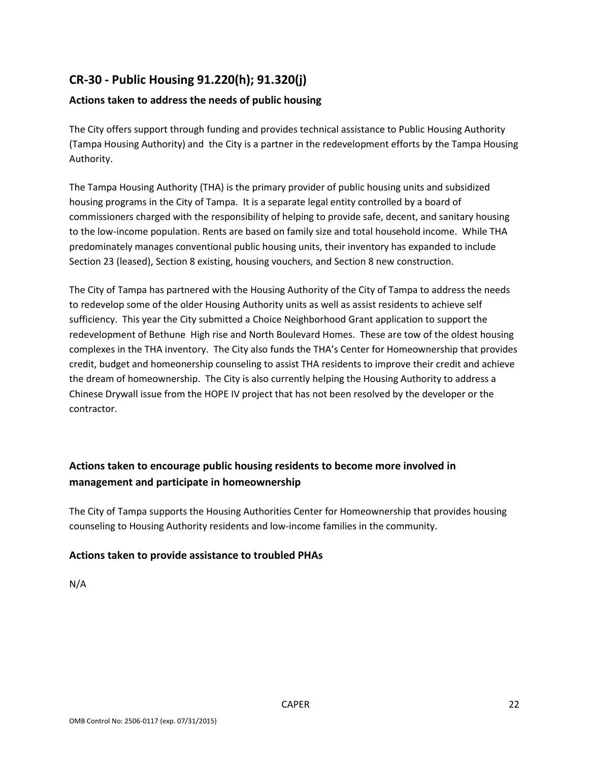## CR-30 - Public Housing 91.220(h); 91.320(j)

### Actions taken to address the needs of public housing

The City offers support through funding and provides technical assistance to Public Housing Authority (Tampa Housing Authority) and the City is a partner in the redevelopment efforts by the Tampa Housing Authority.

The Tampa Housing Authority (THA) is the primary provider of public housing units and subsidized housing programs in the City of Tampa. It is a separate legal entity controlled by a board of commissioners charged with the responsibility of helping to provide safe, decent, and sanitary housing to the low-income population. Rents are based on family size and total household income. While THA predominately manages conventional public housing units, their inventory has expanded to include Section 23 (leased), Section 8 existing, housing vouchers, and Section 8 new construction.

The City of Tampa has partnered with the Housing Authority of the City of Tampa to address the needs to redevelop some of the older Housing Authority units as well as assist residents to achieve self sufficiency. This year the City submitted a Choice Neighborhood Grant application to support the redevelopment of Bethune High rise and North Boulevard Homes. These are tow of the oldest housing complexes in the THA inventory. The City also funds the THA's Center for Homeownership that provides credit, budget and homeonership counseling to assist THA residents to improve their credit and achieve the dream of homeownership. The City is also currently helping the Housing Authority to address a Chinese Drywall issue from the HOPE IV project that has not been resolved by the developer or the contractor.

### Actions taken to encourage public housing residents to become more involved in management and participate in homeownership

The City of Tampa supports the Housing Authorities Center for Homeownership that provides housing counseling to Housing Authority residents and low-income families in the community.

### Actions taken to provide assistance to troubled PHAs

N/A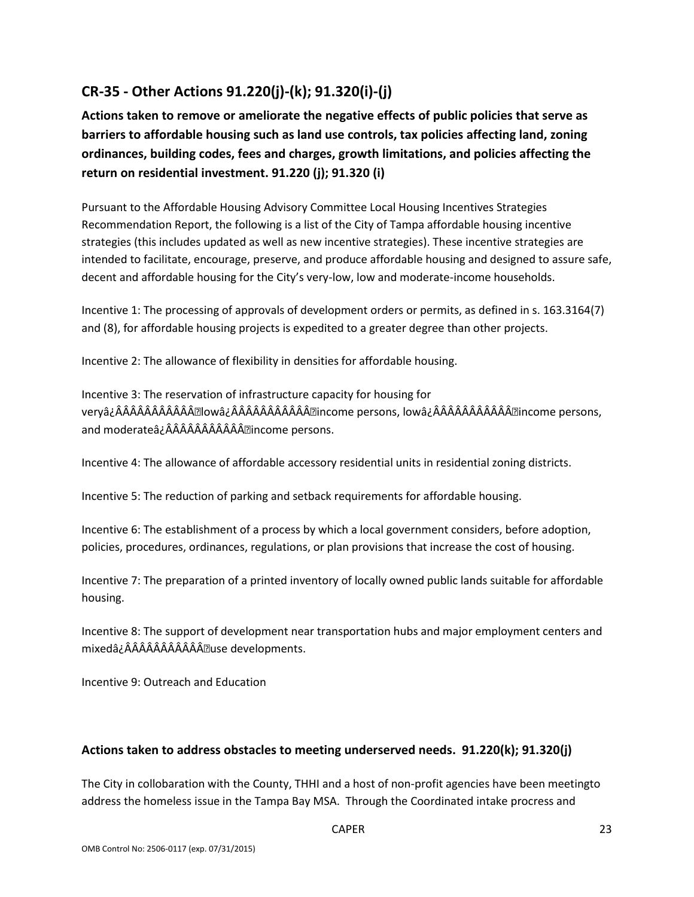## CR-35 - Other Actions 91.220(j)-(k); 91.320(i)-(j)

**Actions taken to remove or ameliorate the negative effects of public policies that serve as barriers to affordable housing such as land use controls, tax policies affecting land, zoning ordinances, building codes, fees and charges, growth limitations, and policies affecting the return on residential investment. 91.220 (j); 91.320 (i)**

Pursuant to the Affordable Housing Advisory Committee Local Housing Incentives Strategies Recommendation Report, the following is a list of the City of Tampa affordable housing incentive strategies (this includes updated as well as new incentive strategies). These incentive strategies are intended to facilitate, encourage, preserve, and produce affordable housing and designed to assure safe, decent and affordable housing for the City's very-low, low and moderate-income households.

Incentive 1: The processing of approvals of development orders or permits, as defined in s. 163.3164(7) and (8), for affordable housing projects is expedited to a greater degree than other projects.

Incentive 2: The allowance of flexibility in densities for affordable housing.

Incentive 3: The reservation of infrastructure capacity for housing for veryâ¿ÂÂÂÂÂÂÂÂÂÂÂlowâ¿ÂÂÂÂÂÂÂÂÂÂÂincome persons, lowâ¿ÂÂÂÂÂÂÂÂÂÂÂincome persons, and moderateâ¿ÂÂÂÂÂÂÂÂÂÂÂincome persons.

Incentive 4: The allowance of affordable accessory residential units in residential zoning districts.

Incentive 5: The reduction of parking and setback requirements for affordable housing.

Incentive 6: The establishment of a process by which a local government considers, before adoption, policies, procedures, ordinances, regulations, or plan provisions that increase the cost of housing.

Incentive 7: The preparation of a printed inventory of locally owned public lands suitable for affordable housing.

Incentive 8: The support of development near transportation hubs and major employment centers and mixedâ¿ÂÂÂÂÂÂÂÂÂÂÂuse developments.

Incentive 9: Outreach and Education

### Actions taken to address obstacles to meeting underserved needs. 91.220(k); 91.320(j)

The City in collobaration with the County, THHI and a host of non-profit agencies have been meetingto address the homeless issue in the Tampa Bay MSA. Through the Coordinated intake procress and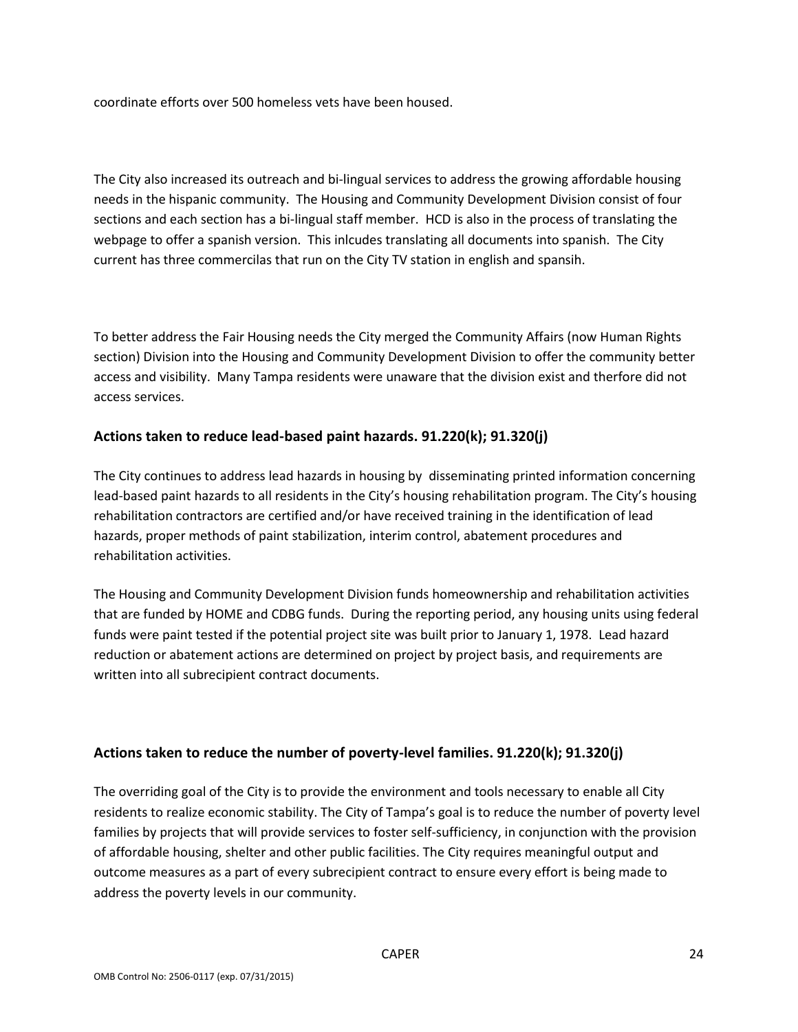coordinate efforts over 500 homeless vets have been housed.

The City also increased its outreach and bi-lingual services to address the growing affordable housing needs in the hispanic community. The Housing and Community Development Division consist of four sections and each section has a bi-lingual staff member. HCD is also in the process of translating the webpage to offer a spanish version. This inlcudes translating all documents into spanish. The City current has three commercilas that run on the City TV station in english and spansih.

To better address the Fair Housing needs the City merged the Community Affairs (now Human Rights section) Division into the Housing and Community Development Division to offer the community better access and visibility. Many Tampa residents were unaware that the division exist and therfore did not access services.

## Actions taken to reduce lead-based paint hazards. 91.220(k); 91.320(j)

The City continues to address lead hazards in housing by disseminating printed information concerning lead-based paint hazards to all residents in the City's housing rehabilitation program. The City's housing rehabilitation contractors are certified and/or have received training in the identification of lead hazards, proper methods of paint stabilization, interim control, abatement procedures and rehabilitation activities.

The Housing and Community Development Division funds homeownership and rehabilitation activities that are funded by HOME and CDBG funds. During the reporting period, any housing units using federal funds were paint tested if the potential project site was built prior to January 1, 1978. Lead hazard reduction or abatement actions are determined on project by project basis, and requirements are written into all subrecipient contract documents.

## Actions taken to reduce the number of poverty-level families. 91.220(k); 91.320(j)

The overriding goal of the City is to provide the environment and tools necessary to enable all City residents to realize economic stability. The City of Tampa's goal is to reduce the number of poverty level families by projects that will provide services to foster self-sufficiency, in conjunction with the provision of affordable housing, shelter and other public facilities. The City requires meaningful output and outcome measures as a part of every subrecipient contract to ensure every effort is being made to address the poverty levels in our community.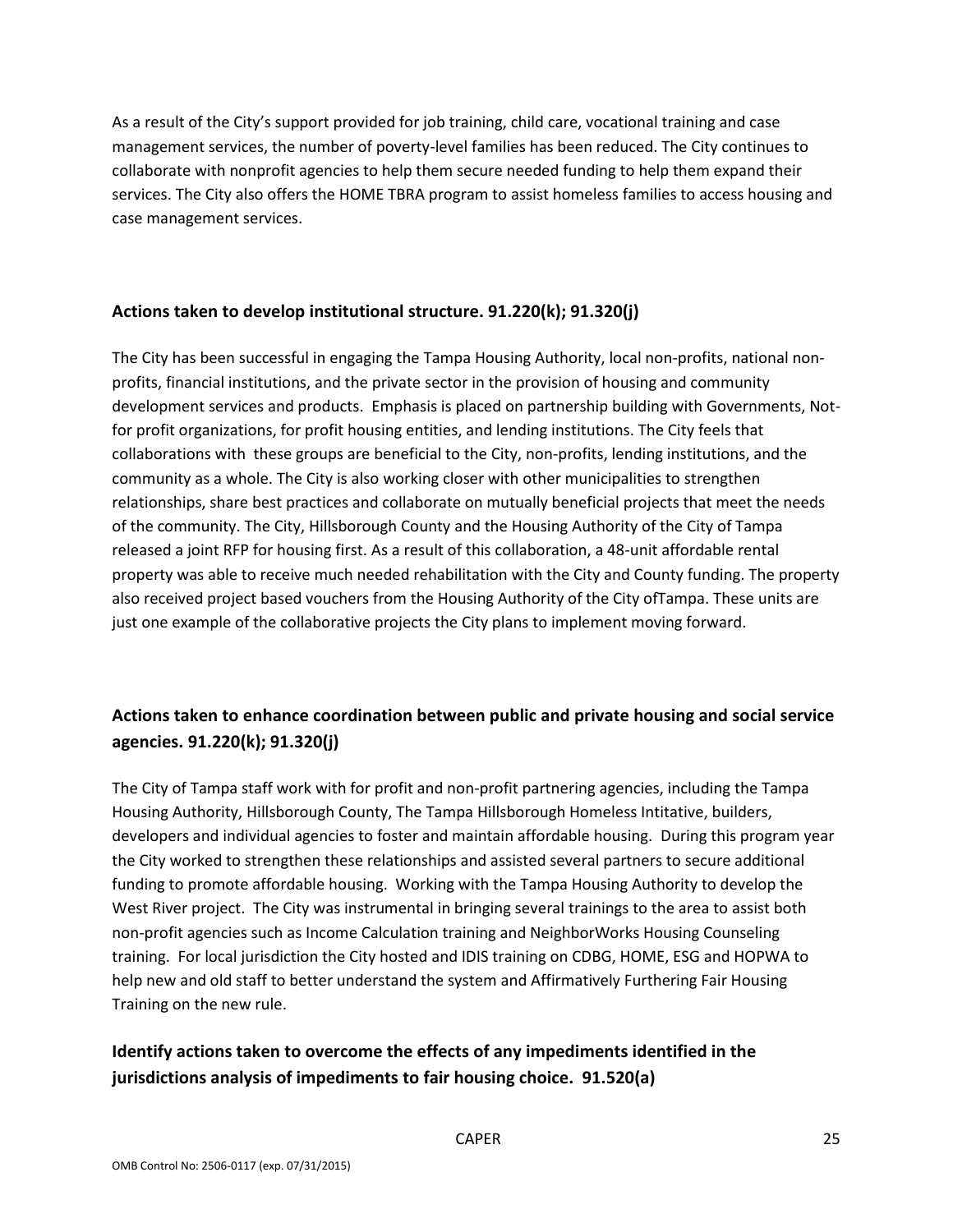As a result of the City's support provided for job training, child care, vocational training and case management services, the number of poverty-level families has been reduced. The City continues to collaborate with nonprofit agencies to help them secure needed funding to help them expand their services. The City also offers the HOME TBRA program to assist homeless families to access housing and case management services.

## Actions taken to develop institutional structure. 91.220(k); 91.320(j)

The City has been successful in engaging the Tampa Housing Authority, local non-profits, national non-profits, financial institutions, and the private sector in the provision of housing and community development services and products. Emphasis is placed on partnership building with Governments, Not-for profit organizations, for profit housing entities, and lending institutions. The City feels that collaborations with these groups are beneficial to the City, non-profits, lending institutions, and the community as a whole. The City is also working closer with other municipalities to strengthen relationships, share best practices and collaborate on mutually beneficial projects that meet the needs of the community. The City, Hillsborough County and the Housing Authority of the City of Tampa released a joint RFP for housing first. As a result of this collaboration, a 48-unit affordable rental property was able to receive much needed rehabilitation with the City and County funding. The property also received project based vouchers from the Housing Authority of the City ofTampa. These units are just one example of the collaborative projects the City plans to implement moving forward.

## Actions taken to enhance coordination between public and private housing and social service agencies. 91.220(k); 91.320(j)

The City of Tampa staff work with for profit and non-profit partnering agencies, including the Tampa Housing Authority, Hillsborough County, The Tampa Hillsborough Homeless Intitative, builders, developers and individual agencies to foster and maintain affordable housing. During this program year the City worked to strengthen these relationships and assisted several partners to secure additional funding to promote affordable housing. Working with the Tampa Housing Authority to develop the West River project. The City was instrumental in bringing several trainings to the area to assist both non-profit agencies such as Income Calculation training and NeighborWorks Housing Counseling training. For local jurisdiction the City hosted and IDIS training on CDBG, HOME, ESG and HOPWA to help new and old staff to better understand the system and Affirmatively Furthering Fair Housing Training on the new rule.

## Identify actions taken to overcome the effects of any impediments identified in the jurisdictions analysis of impediments to fair housing choice. 91.520(a)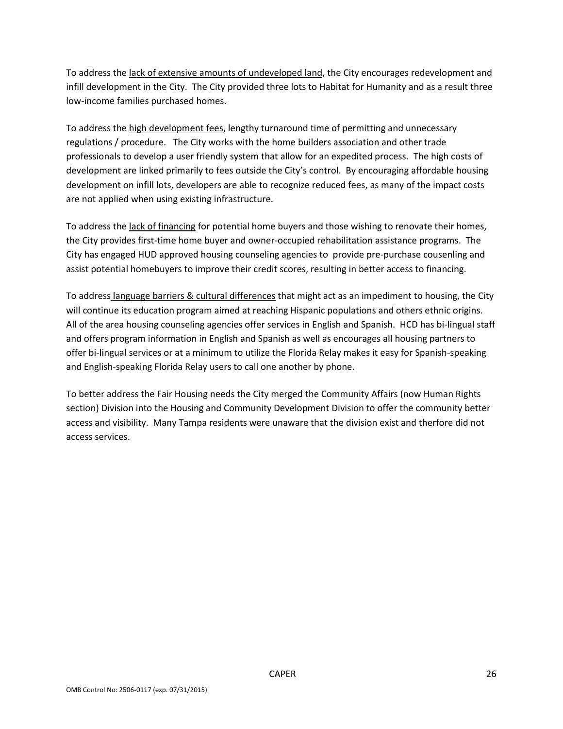To address the lack of extensive amounts of undeveloped land, the City encourages redevelopment and infill development in the City. The City provided three lots to Habitat for Humanity and as a result three low-income families purchased homes.

To address the high development fees, lengthy turnaround time of permitting and unnecessary regulations / procedure. The City works with the home builders association and other trade professionals to develop a user friendly system that allow for an expedited process. The high costs of development are linked primarily to fees outside the City's control. By encouraging affordable housing development on infill lots, developers are able to recognize reduced fees, as many of the impact costs are not applied when using existing infrastructure.

To address the lack of financing for potential home buyers and those wishing to renovate their homes, the City provides first-time home buyer and owner-occupied rehabilitation assistance programs. The City has engaged HUD approved housing counseling agencies to provide pre-purchase cousenling and assist potential homebuyers to improve their credit scores, resulting in better access to financing.

To address language barriers & cultural differences that might act as an impediment to housing, the City will continue its education program aimed at reaching Hispanic populations and others ethnic origins. All of the area housing counseling agencies offer services in English and Spanish. HCD has bi-lingual staff and offers program information in English and Spanish as well as encourages all housing partners to offer bi-lingual services or at a minimum to utilize the Florida Relay makes it easy for Spanish-speaking and English-speaking Florida Relay users to call one another by phone.

To better address the Fair Housing needs the City merged the Community Affairs (now Human Rights section) Division into the Housing and Community Development Division to offer the community better access and visibility. Many Tampa residents were unaware that the division exist and therfore did not access services.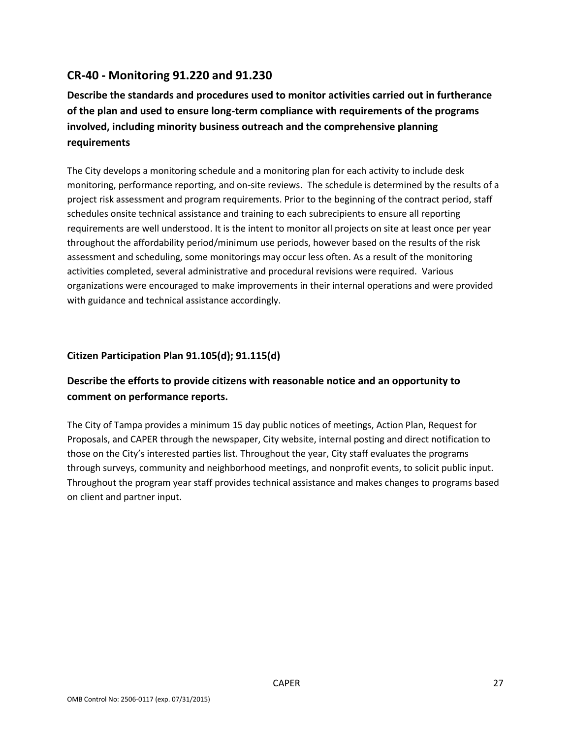## CR-40 - Monitoring 91.220 and 91.230

### Describe the standards and procedures used to monitor activities carried out in furtherance of the plan and used to ensure long-term compliance with requirements of the programs involved, including minority business outreach and the comprehensive planning requirements

The City develops a monitoring schedule and a monitoring plan for each activity to include desk monitoring, performance reporting, and on-site reviews. The schedule is determined by the results of a project risk assessment and program requirements. Prior to the beginning of the contract period, staff schedules onsite technical assistance and training to each subrecipients to ensure all reporting requirements are well understood. It is the intent to monitor all projects on site at least once per year throughout the affordability period/minimum use periods, however based on the results of the risk assessment and scheduling, some monitorings may occur less often. As a result of the monitoring activities completed, several administrative and procedural revisions were required. Various organizations were encouraged to make improvements in their internal operations and were provided with guidance and technical assistance accordingly.

### Citizen Participation Plan 91.105(d); 91.115(d)

### Describe the efforts to provide citizens with reasonable notice and an opportunity to comment on performance reports.

The City of Tampa provides a minimum 15 day public notices of meetings, Action Plan, Request for Proposals, and CAPER through the newspaper, City website, internal posting and direct notification to those on the City's interested parties list. Throughout the year, City staff evaluates the programs through surveys, community and neighborhood meetings, and nonprofit events, to solicit public input. Throughout the program year staff provides technical assistance and makes changes to programs based on client and partner input.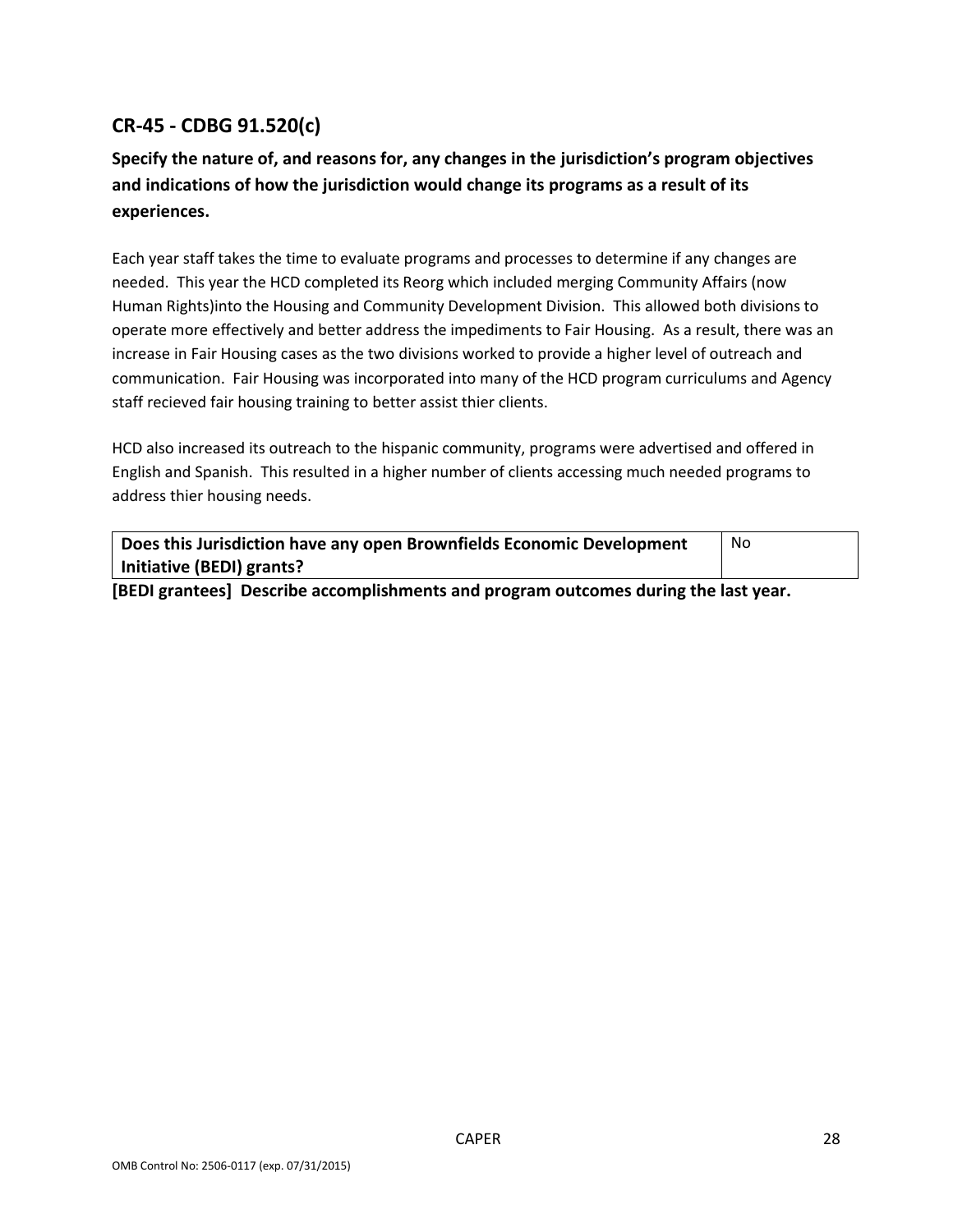## CR-45 - CDBG 91.520(c)

### Specify the nature of, and reasons for, any changes in the jurisdiction's program objectives and indications of how the jurisdiction would change its programs as a result of its experiences.

Each year staff takes the time to evaluate programs and processes to determine if any changes are needed. This year the HCD completed its Reorg which included merging Community Affairs (now Human Rights)into the Housing and Community Development Division. This allowed both divisions to operate more effectively and better address the impediments to Fair Housing. As a result, there was an increase in Fair Housing cases as the two divisions worked to provide a higher level of outreach and communication. Fair Housing was incorporated into many of the HCD program curriculums and Agency staff recieved fair housing training to better assist thier clients.

HCD also increased its outreach to the hispanic community, programs were advertised and offered in English and Spanish. This resulted in a higher number of clients accessing much needed programs to address thier housing needs.

| Does this Jurisdiction have any open Brownfields Economic Development Initiative (BEDI) grants? | No |
|---|---|

**[BEDI grantees] Describe accomplishments and program outcomes during the last year.**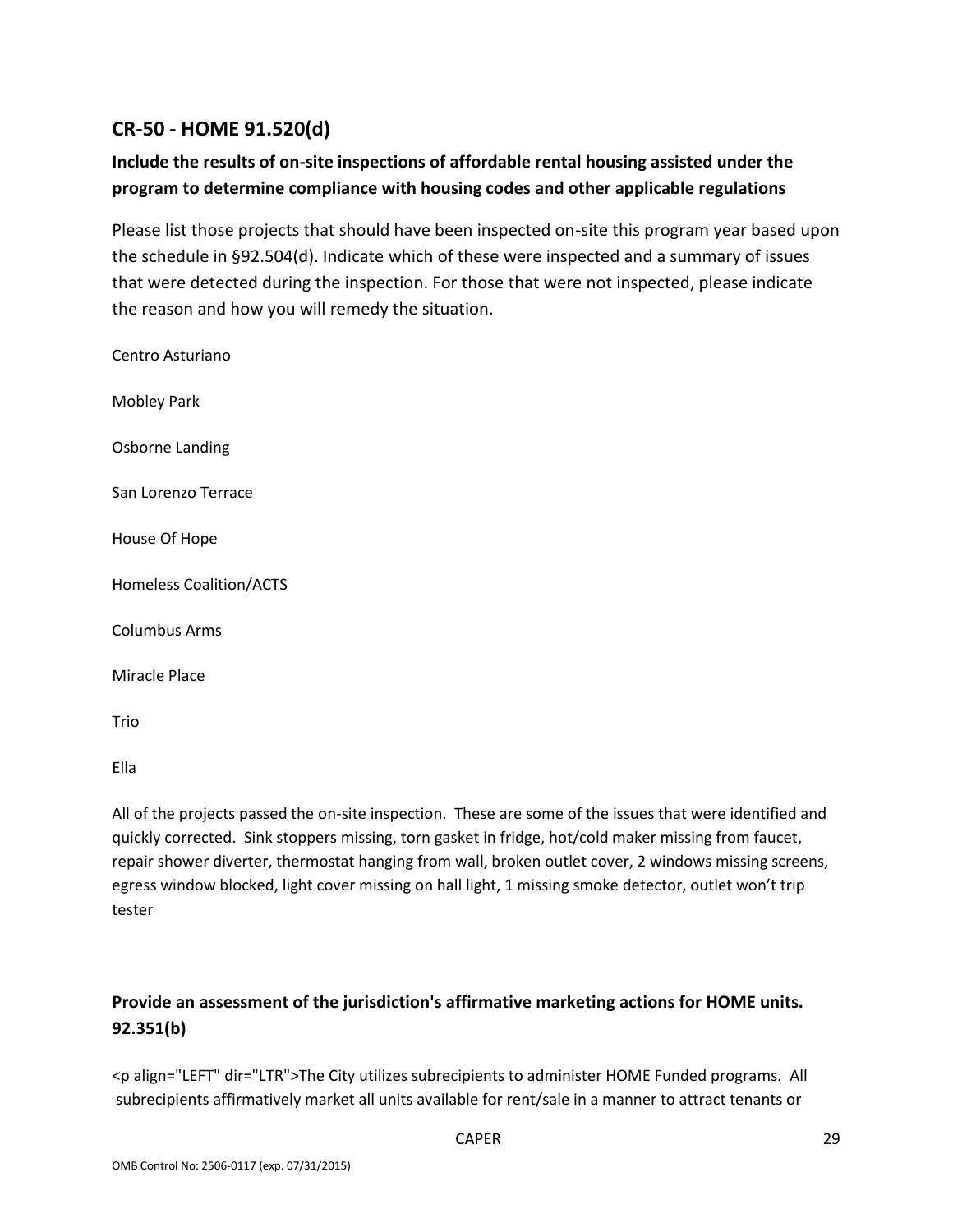## CR-50 - HOME 91.520(d)

### Include the results of on-site inspections of affordable rental housing assisted under the program to determine compliance with housing codes and other applicable regulations

Please list those projects that should have been inspected on-site this program year based upon the schedule in §92.504(d). Indicate which of these were inspected and a summary of issues that were detected during the inspection. For those that were not inspected, please indicate the reason and how you will remedy the situation.

Centro Asturiano

Mobley Park

Osborne Landing

San Lorenzo Terrace

House Of Hope

Homeless Coalition/ACTS

Columbus Arms

Miracle Place

Trio

Ella

All of the projects passed the on-site inspection. These are some of the issues that were identified and quickly corrected. Sink stoppers missing, torn gasket in fridge, hot/cold maker missing from faucet, repair shower diverter, thermostat hanging from wall, broken outlet cover, 2 windows missing screens, egress window blocked, light cover missing on hall light, 1 missing smoke detector, outlet won't trip tester

### Provide an assessment of the jurisdiction's affirmative marketing actions for HOME units. 92.351(b)

<p align="LEFT" dir="LTR">The City utilizes subrecipients to administer HOME Funded programs. All subrecipients affirmatively market all units available for rent/sale in a manner to attract tenants or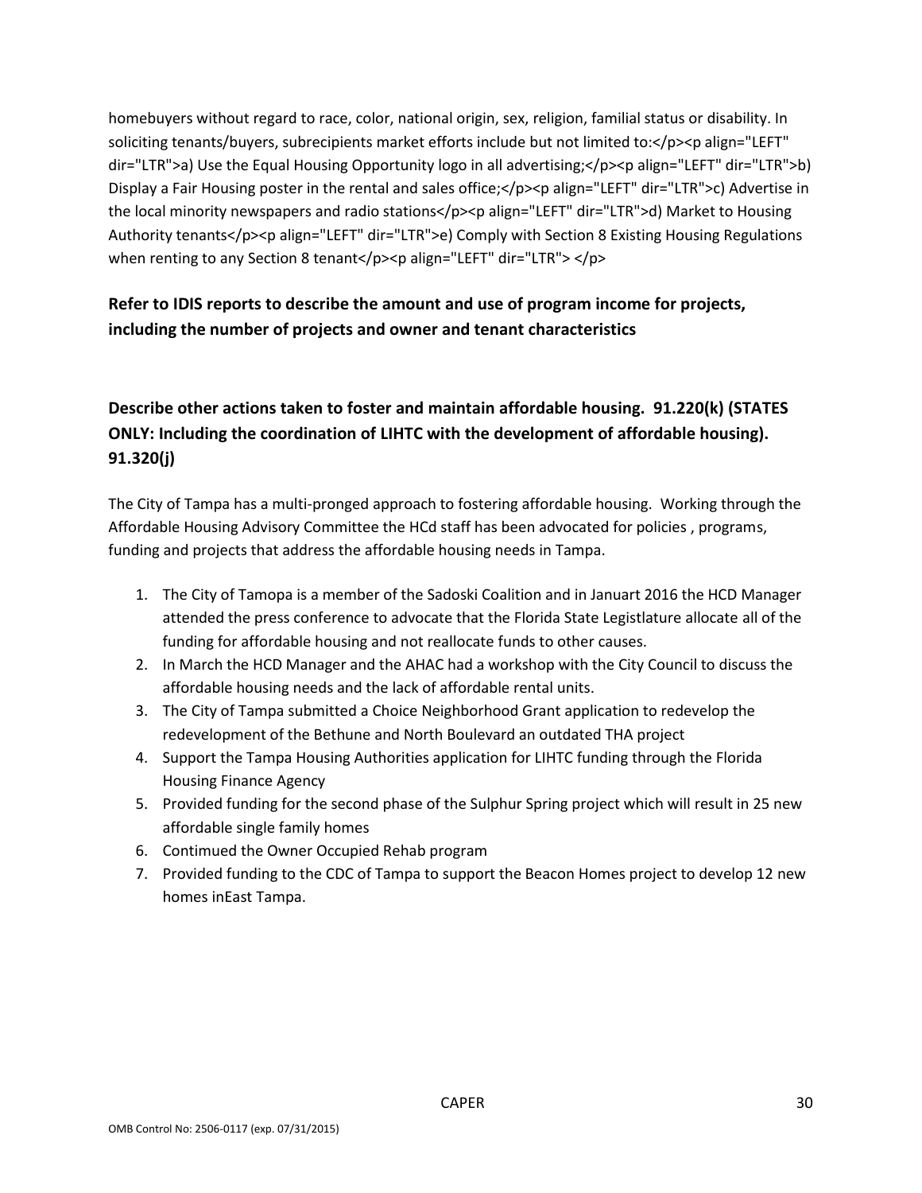homebuyers without regard to race, color, national origin, sex, religion, familial status or disability. In soliciting tenants/buyers, subrecipients market efforts include but not limited to:</p><p align="LEFT" dir="LTR">a) Use the Equal Housing Opportunity logo in all advertising;</p><p align="LEFT" dir="LTR">b) Display a Fair Housing poster in the rental and sales office;</p><p align="LEFT" dir="LTR">c) Advertise in the local minority newspapers and radio stations</p><p align="LEFT" dir="LTR">d) Market to Housing Authority tenants</p><p align="LEFT" dir="LTR">e) Comply with Section 8 Existing Housing Regulations when renting to any Section 8 tenant</p><p align="LEFT" dir="LTR"> </p>

**Refer to IDIS reports to describe the amount and use of program income for projects, including the number of projects and owner and tenant characteristics**

**Describe other actions taken to foster and maintain affordable housing. 91.220(k) (STATES ONLY: Including the coordination of LIHTC with the development of affordable housing). 91.320(j)**

The City of Tampa has a multi-pronged approach to fostering affordable housing. Working through the Affordable Housing Advisory Committee the HCd staff has been advocated for policies , programs, funding and projects that address the affordable housing needs in Tampa.

1. The City of Tamopa is a member of the Sadoski Coalition and in Januart 2016 the HCD Manager attended the press conference to advocate that the Florida State Legistlature allocate all of the funding for affordable housing and not reallocate funds to other causes.
2. In March the HCD Manager and the AHAC had a workshop with the City Council to discuss the affordable housing needs and the lack of affordable rental units.
3. The City of Tampa submitted a Choice Neighborhood Grant application to redevelop the redevelopment of the Bethune and North Boulevard an outdated THA project
4. Support the Tampa Housing Authorities application for LIHTC funding through the Florida Housing Finance Agency
5. Provided funding for the second phase of the Sulphur Spring project which will result in 25 new affordable single family homes
6. Contimued the Owner Occupied Rehab program
7. Provided funding to the CDC of Tampa to support the Beacon Homes project to develop 12 new homes inEast Tampa.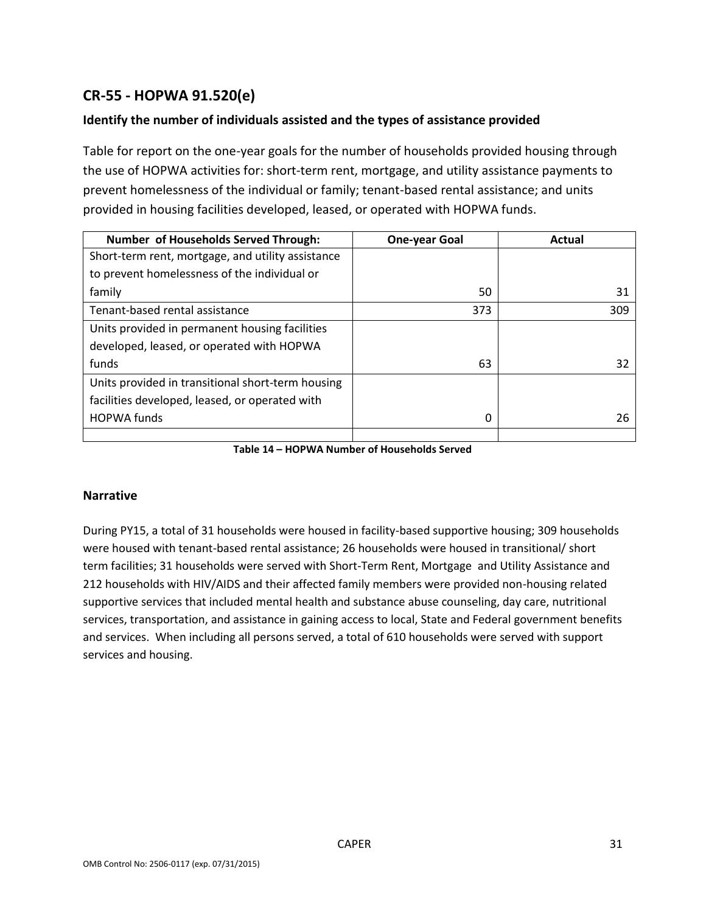## CR-55 - HOPWA 91.520(e)

### Identify the number of individuals assisted and the types of assistance provided

Table for report on the one-year goals for the number of households provided housing through the use of HOPWA activities for: short-term rent, mortgage, and utility assistance payments to prevent homelessness of the individual or family; tenant-based rental assistance; and units provided in housing facilities developed, leased, or operated with HOPWA funds.

| Number of Households Served Through: | One-year Goal | Actual |
|---|---|---|
| Short-term rent, mortgage, and utility assistance to prevent homelessness of the individual or family | 50 | 31 |
| Tenant-based rental assistance | 373 | 309 |
| Units provided in permanent housing facilities developed, leased, or operated with HOPWA funds | 63 | 32 |
| Units provided in transitional short-term housing facilities developed, leased, or operated with HOPWA funds | 0 | 26 |
| | | |

**Table 14 – HOPWA Number of Households Served**

### Narrative

During PY15, a total of 31 households were housed in facility-based supportive housing; 309 households were housed with tenant-based rental assistance; 26 households were housed in transitional/ short term facilities; 31 households were served with Short-Term Rent, Mortgage and Utility Assistance and 212 households with HIV/AIDS and their affected family members were provided non-housing related supportive services that included mental health and substance abuse counseling, day care, nutritional services, transportation, and assistance in gaining access to local, State and Federal government benefits and services. When including all persons served, a total of 610 households were served with support services and housing.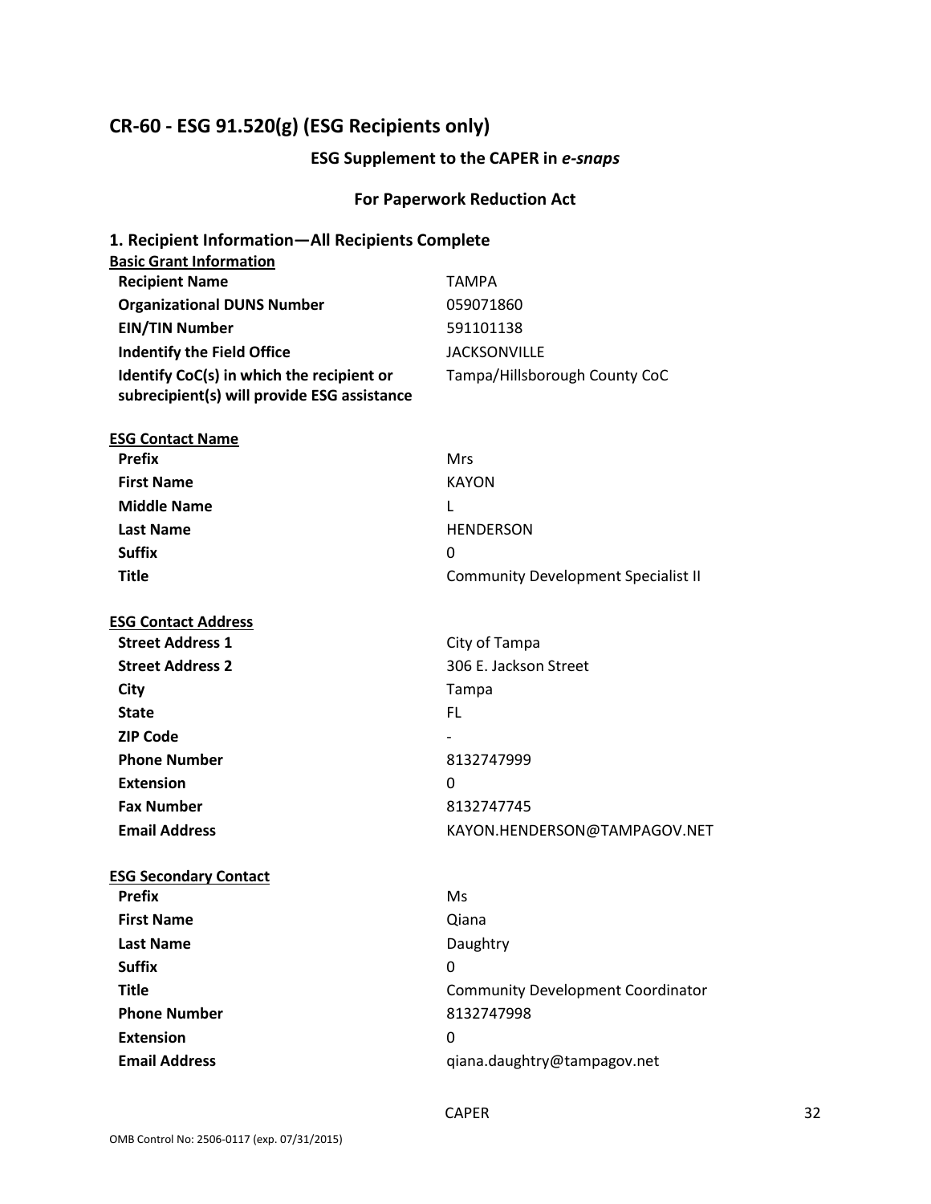## CR-60 - ESG 91.520(g) (ESG Recipients only)

### ESG Supplement to the CAPER in *e-snaps*

### For Paperwork Reduction Act

### 1. Recipient Information—All Recipients Complete

**Basic Grant Information**

| | |
|---|---|
| **Recipient Name** | TAMPA |
| **Organizational DUNS Number** | 059071860 |
| **EIN/TIN Number** | 591101138 |
| **Indentify the Field Office** | JACKSONVILLE |
| **Identify CoC(s) in which the recipient or subrecipient(s) will provide ESG assistance** | Tampa/Hillsborough County CoC |

**ESG Contact Name**

| | |
|---|---|
| **Prefix** | Mrs |
| **First Name** | KAYON |
| **Middle Name** | L |
| **Last Name** | HENDERSON |
| **Suffix** | 0 |
| **Title** | Community Development Specialist II |

**ESG Contact Address**

| | |
|---|---|
| **Street Address 1** | City of Tampa |
| **Street Address 2** | 306 E. Jackson Street |
| **City** | Tampa |
| **State** | FL |
| **ZIP Code** | - |
| **Phone Number** | 8132747999 |
| **Extension** | 0 |
| **Fax Number** | 8132747745 |
| **Email Address** | KAYON.HENDERSON@TAMPAGOV.NET |

**ESG Secondary Contact**

| | |
|---|---|
| **Prefix** | Ms |
| **First Name** | Qiana |
| **Last Name** | Daughtry |
| **Suffix** | 0 |
| **Title** | Community Development Coordinator |
| **Phone Number** | 8132747998 |
| **Extension** | 0 |
| **Email Address** | qiana.daughtry@tampagov.net |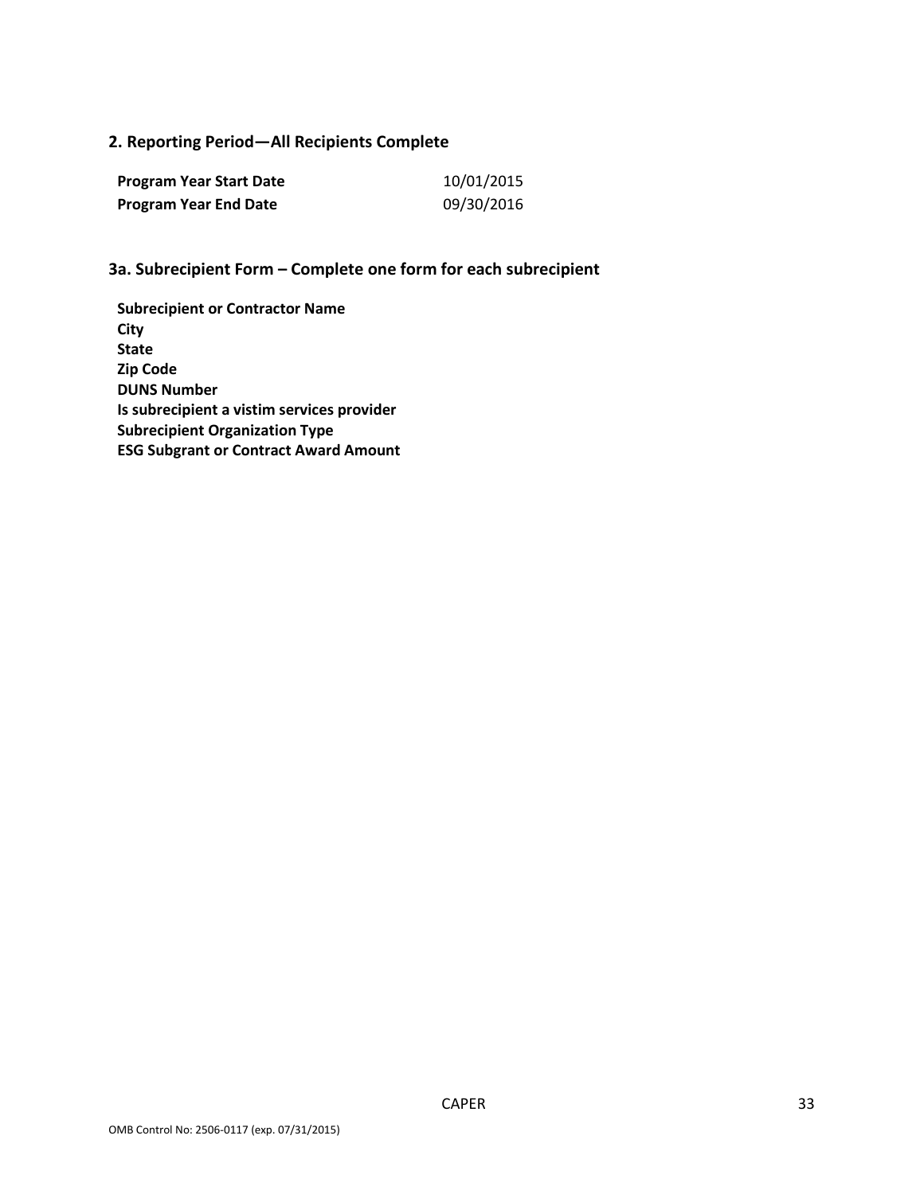## 2. Reporting Period—All Recipients Complete

| | |
|---|---|
| **Program Year Start Date** | 10/01/2015 |
| **Program Year End Date** | 09/30/2016 |

## 3a. Subrecipient Form – Complete one form for each subrecipient

**Subrecipient or Contractor Name**
**City**
**State**
**Zip Code**
**DUNS Number**
**Is subrecipient a vistim services provider**
**Subrecipient Organization Type**
**ESG Subgrant or Contract Award Amount**

OMB Control No: 2506-0117 (exp. 07/31/2015)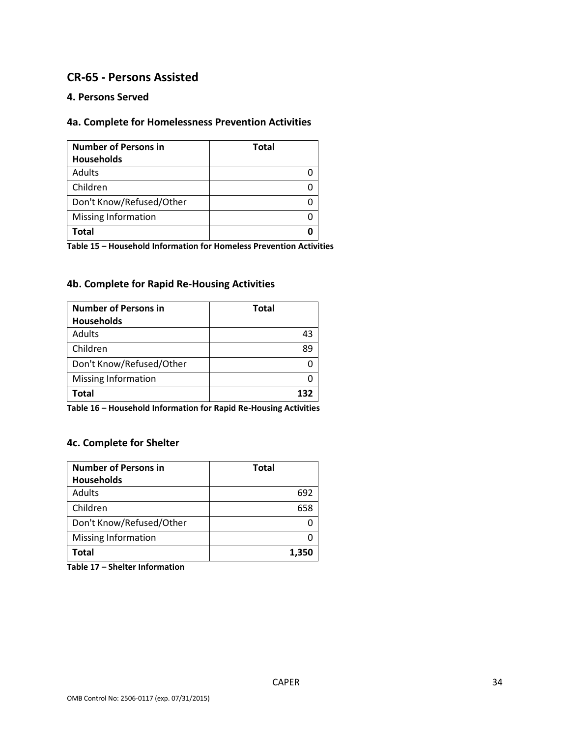## CR-65 - Persons Assisted

### 4. Persons Served

### 4a. Complete for Homelessness Prevention Activities

| Number of Persons in Households | Total |
|---|---|
| Adults | 0 |
| Children | 0 |
| Don't Know/Refused/Other | 0 |
| Missing Information | 0 |
| **Total** | **0** |

**Table 15 – Household Information for Homeless Prevention Activities**

### 4b. Complete for Rapid Re-Housing Activities

| Number of Persons in Households | Total |
|---|---|
| Adults | 43 |
| Children | 89 |
| Don't Know/Refused/Other | 0 |
| Missing Information | 0 |
| **Total** | **132** |

**Table 16 – Household Information for Rapid Re-Housing Activities**

### 4c. Complete for Shelter

| Number of Persons in Households | Total |
|---|---|
| Adults | 692 |
| Children | 658 |
| Don't Know/Refused/Other | 0 |
| Missing Information | 0 |
| **Total** | **1,350** |

**Table 17 – Shelter Information**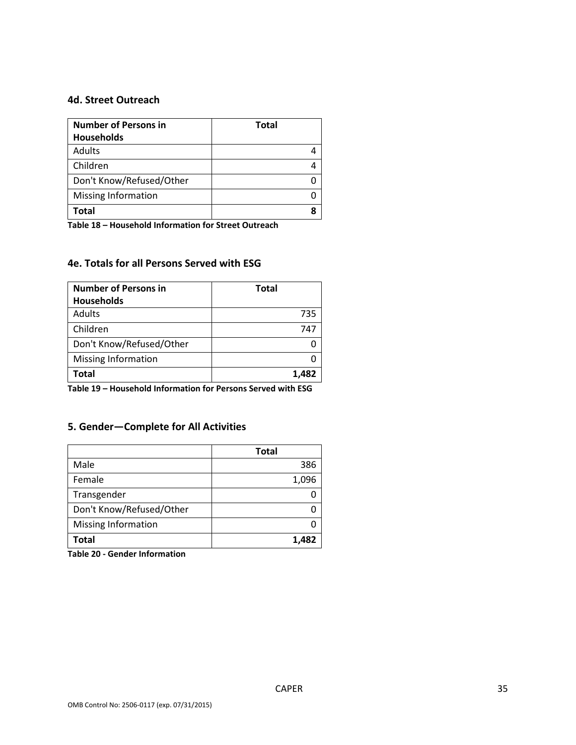### 4d. Street Outreach

| Number of Persons in Households | Total |
|---|---|
| Adults | 4 |
| Children | 4 |
| Don't Know/Refused/Other | 0 |
| Missing Information | 0 |
| **Total** | **8** |

**Table 18 – Household Information for Street Outreach**

### 4e. Totals for all Persons Served with ESG

| Number of Persons in Households | Total |
|---|---|
| Adults | 735 |
| Children | 747 |
| Don't Know/Refused/Other | 0 |
| Missing Information | 0 |
| **Total** | **1,482** |

**Table 19 – Household Information for Persons Served with ESG**

### 5. Gender—Complete for All Activities

| | Total |
|---|---|
| Male | 386 |
| Female | 1,096 |
| Transgender | 0 |
| Don't Know/Refused/Other | 0 |
| Missing Information | 0 |
| **Total** | **1,482** |

**Table 20 - Gender Information**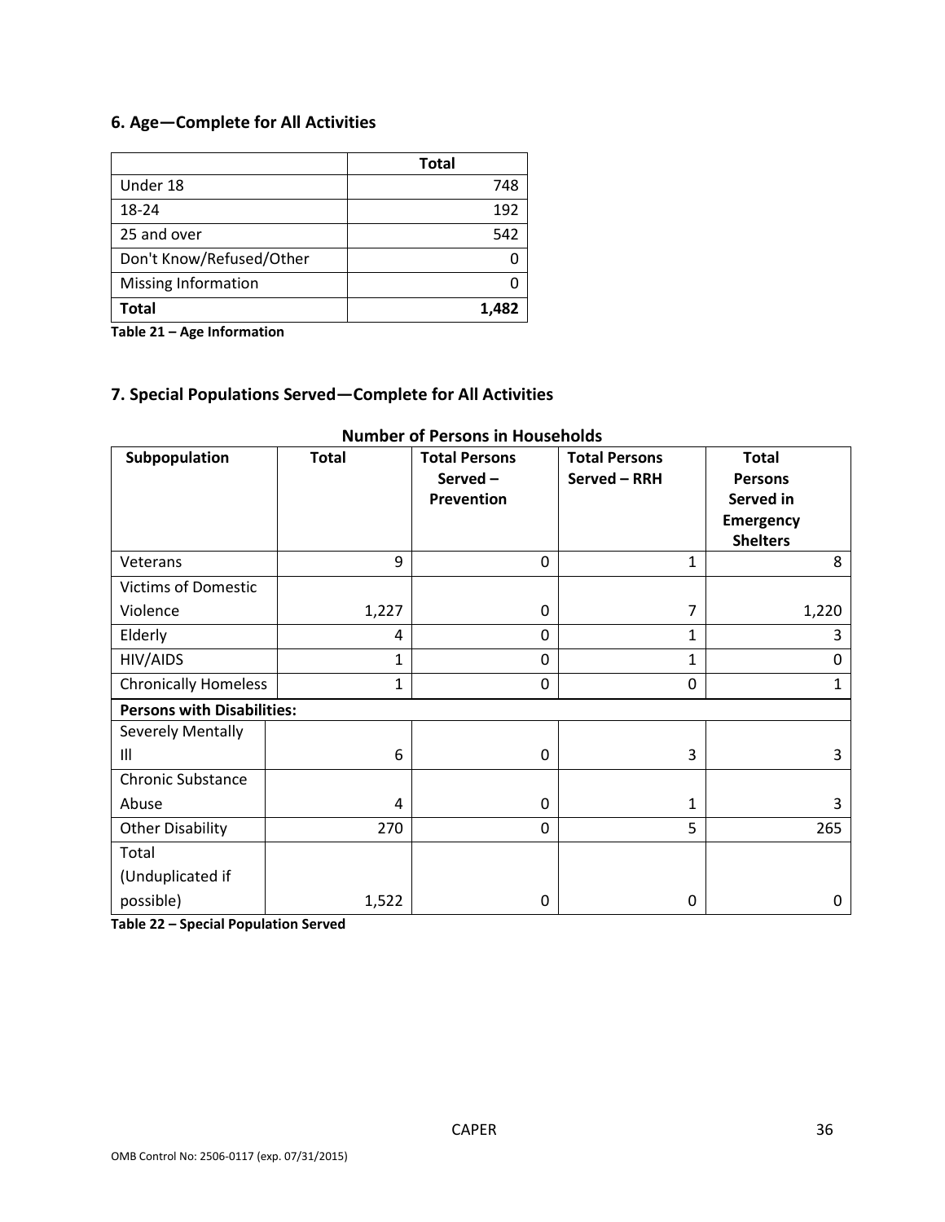## 6. Age—Complete for All Activities

| | Total |
|---|---|
| Under 18 | 748 |
| 18-24 | 192 |
| 25 and over | 542 |
| Don't Know/Refused/Other | 0 |
| Missing Information | 0 |
| **Total** | **1,482** |

**Table 21 – Age Information**

## 7. Special Populations Served—Complete for All Activities

**Number of Persons in Households**

| Subpopulation | Total | Total Persons Served – Prevention | Total Persons Served – RRH | Total Persons Served in Emergency Shelters |
|---|---|---|---|---|
| Veterans | 9 | 0 | 1 | 8 |
| Victims of Domestic Violence | 1,227 | 0 | 7 | 1,220 |
| Elderly | 4 | 0 | 1 | 3 |
| HIV/AIDS | 1 | 0 | 1 | 0 |
| Chronically Homeless | 1 | 0 | 0 | 1 |
| **Persons with Disabilities:** | | | | |
| Severely Mentally Ill | 6 | 0 | 3 | 3 |
| Chronic Substance Abuse | 4 | 0 | 1 | 3 |
| Other Disability | 270 | 0 | 5 | 265 |
| Total (Unduplicated if possible) | 1,522 | 0 | 0 | 0 |

**Table 22 – Special Population Served**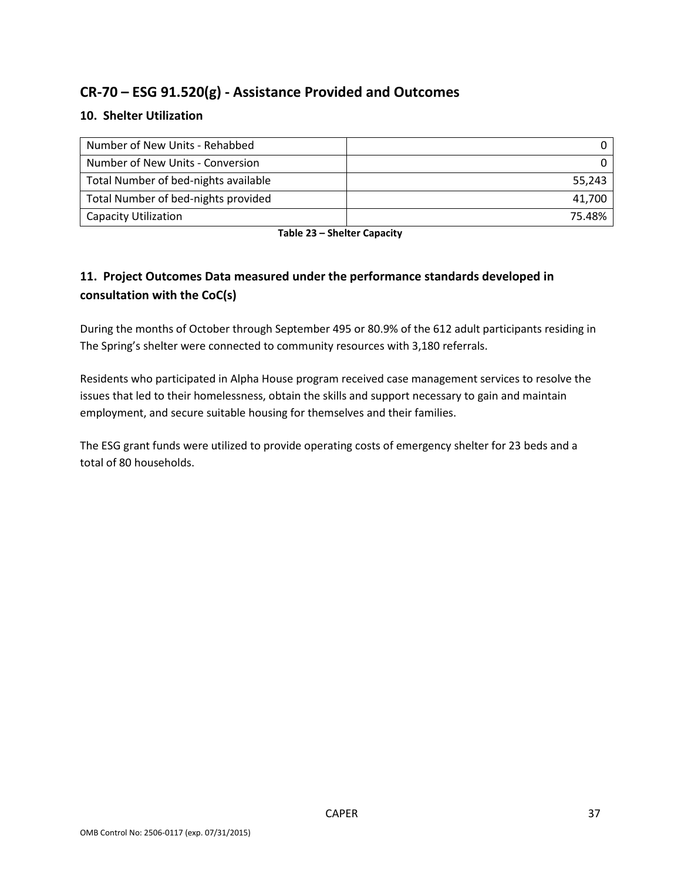## CR-70 – ESG 91.520(g) - Assistance Provided and Outcomes

### 10. Shelter Utilization

| | |
|---|---|
| Number of New Units - Rehabbed | 0 |
| Number of New Units - Conversion | 0 |
| Total Number of bed-nights available | 55,243 |
| Total Number of bed-nights provided | 41,700 |
| Capacity Utilization | 75.48% |

**Table 23 – Shelter Capacity**

### 11. Project Outcomes Data measured under the performance standards developed in consultation with the CoC(s)

During the months of October through September 495 or 80.9% of the 612 adult participants residing in The Spring's shelter were connected to community resources with 3,180 referrals.

Residents who participated in Alpha House program received case management services to resolve the issues that led to their homelessness, obtain the skills and support necessary to gain and maintain employment, and secure suitable housing for themselves and their families.

The ESG grant funds were utilized to provide operating costs of emergency shelter for 23 beds and a total of 80 households.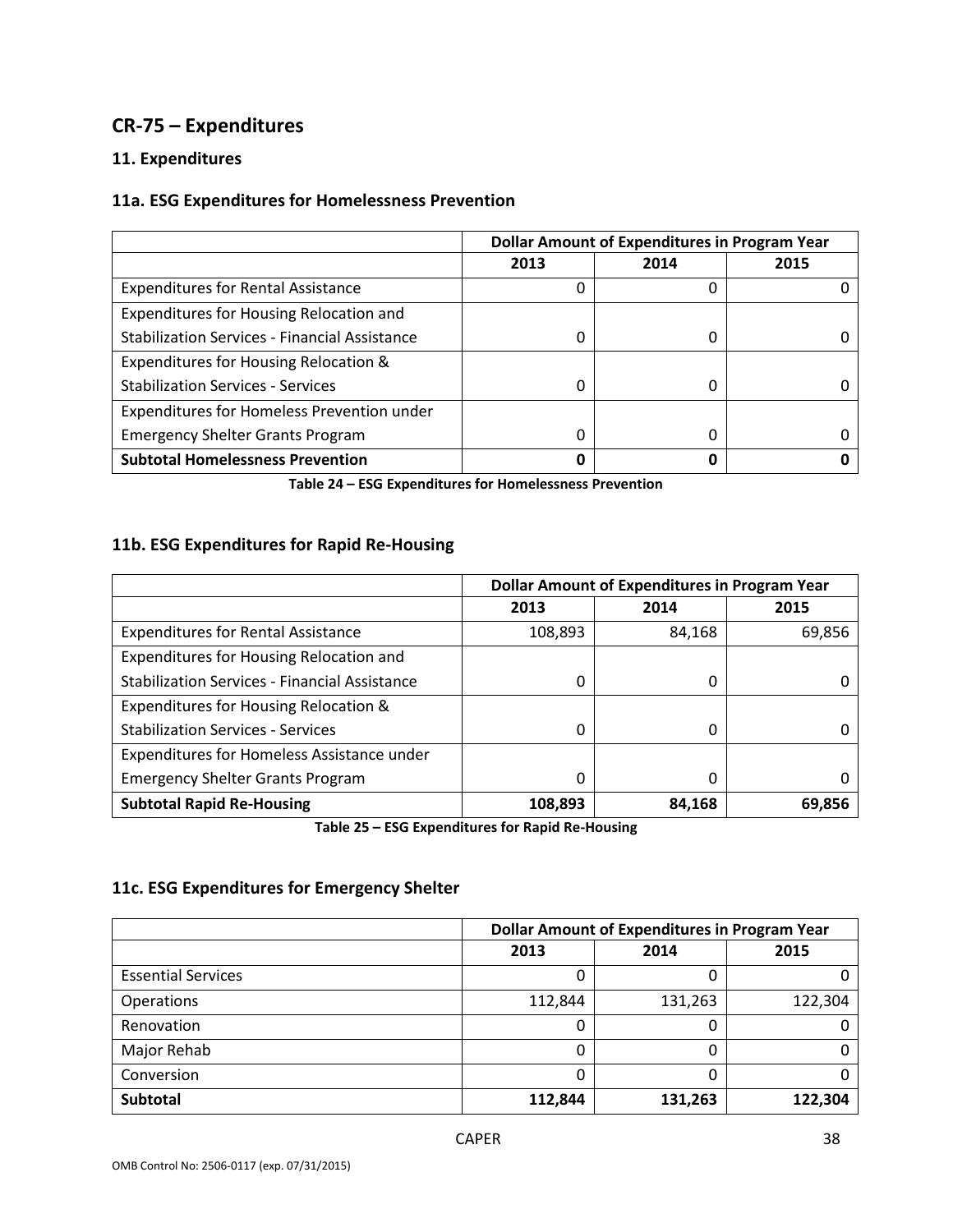## CR-75 – Expenditures

### 11. Expenditures

### 11a. ESG Expenditures for Homelessness Prevention

| | Dollar Amount of Expenditures in Program Year | | |
|---|---|---|---|
| | 2013 | 2014 | 2015 |
| Expenditures for Rental Assistance | 0 | 0 | 0 |
| Expenditures for Housing Relocation and Stabilization Services - Financial Assistance | 0 | 0 | 0 |
| Expenditures for Housing Relocation & Stabilization Services - Services | 0 | 0 | 0 |
| Expenditures for Homeless Prevention under Emergency Shelter Grants Program | 0 | 0 | 0 |
| **Subtotal Homelessness Prevention** | **0** | **0** | **0** |

**Table 24 – ESG Expenditures for Homelessness Prevention**

### 11b. ESG Expenditures for Rapid Re-Housing

| | Dollar Amount of Expenditures in Program Year | | |
|---|---|---|---|
| | 2013 | 2014 | 2015 |
| Expenditures for Rental Assistance | 108,893 | 84,168 | 69,856 |
| Expenditures for Housing Relocation and Stabilization Services - Financial Assistance | 0 | 0 | 0 |
| Expenditures for Housing Relocation & Stabilization Services - Services | 0 | 0 | 0 |
| Expenditures for Homeless Assistance under Emergency Shelter Grants Program | 0 | 0 | 0 |
| **Subtotal Rapid Re-Housing** | **108,893** | **84,168** | **69,856** |

**Table 25 – ESG Expenditures for Rapid Re-Housing**

### 11c. ESG Expenditures for Emergency Shelter

| | Dollar Amount of Expenditures in Program Year | | |
|---|---|---|---|
| | 2013 | 2014 | 2015 |
| Essential Services | 0 | 0 | 0 |
| Operations | 112,844 | 131,263 | 122,304 |
| Renovation | 0 | 0 | 0 |
| Major Rehab | 0 | 0 | 0 |
| Conversion | 0 | 0 | 0 |
| **Subtotal** | **112,844** | **131,263** | **122,304** |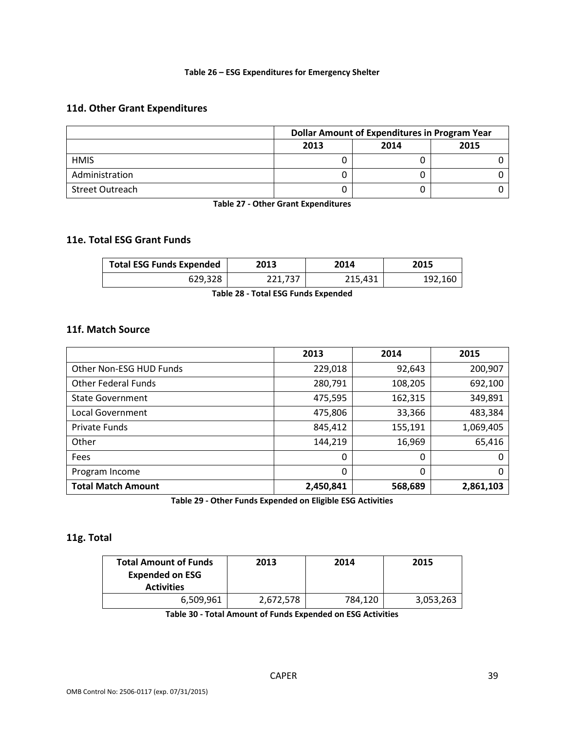**Table 26 – ESG Expenditures for Emergency Shelter**

## 11d. Other Grant Expenditures

| | Dollar Amount of Expenditures in Program Year | | |
|---|---|---|---|
| | 2013 | 2014 | 2015 |
| HMIS | 0 | 0 | 0 |
| Administration | 0 | 0 | 0 |
| Street Outreach | 0 | 0 | 0 |

**Table 27 - Other Grant Expenditures**

## 11e. Total ESG Grant Funds

| Total ESG Funds Expended | 2013 | 2014 | 2015 |
|---|---|---|---|
| 629,328 | 221,737 | 215,431 | 192,160 |

**Table 28 - Total ESG Funds Expended**

## 11f. Match Source

| | 2013 | 2014 | 2015 |
|---|---|---|---|
| Other Non-ESG HUD Funds | 229,018 | 92,643 | 200,907 |
| Other Federal Funds | 280,791 | 108,205 | 692,100 |
| State Government | 475,595 | 162,315 | 349,891 |
| Local Government | 475,806 | 33,366 | 483,384 |
| Private Funds | 845,412 | 155,191 | 1,069,405 |
| Other | 144,219 | 16,969 | 65,416 |
| Fees | 0 | 0 | 0 |
| Program Income | 0 | 0 | 0 |
| **Total Match Amount** | **2,450,841** | **568,689** | **2,861,103** |

**Table 29 - Other Funds Expended on Eligible ESG Activities**

## 11g. Total

| Total Amount of Funds Expended on ESG Activities | 2013 | 2014 | 2015 |
|---|---|---|---|
| 6,509,961 | 2,672,578 | 784,120 | 3,053,263 |

**Table 30 - Total Amount of Funds Expended on ESG Activities**